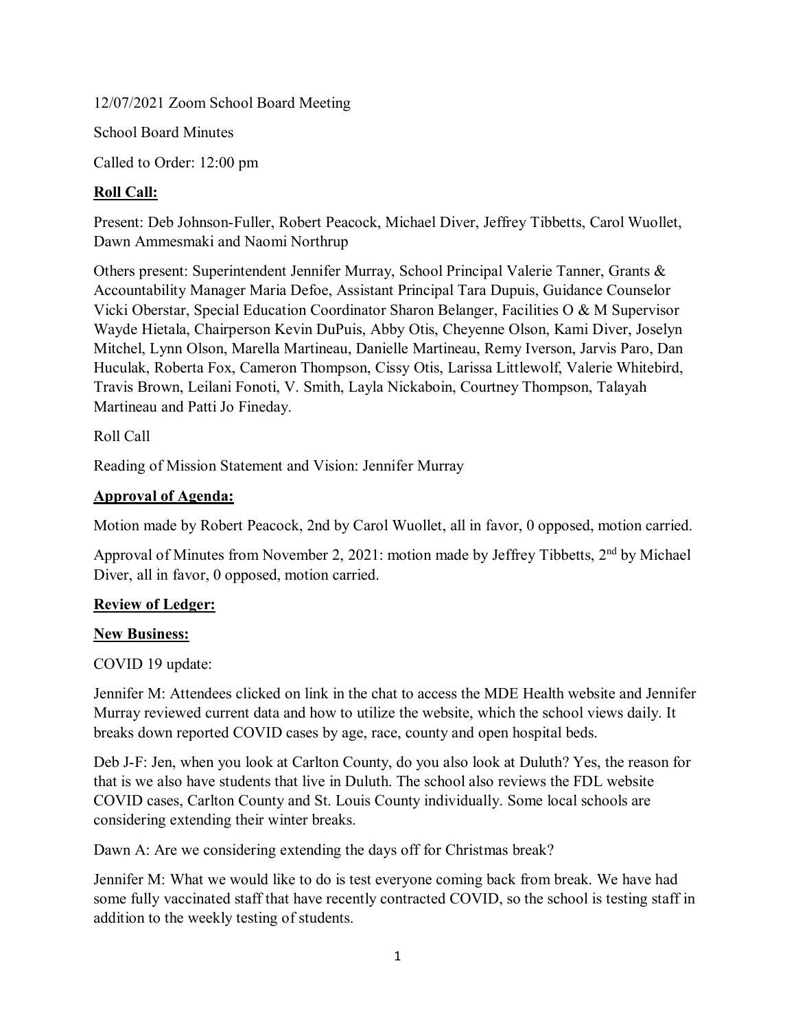12/07/2021 Zoom School Board Meeting

School Board Minutes

Called to Order: 12:00 pm

**Roll Call:**

Present: Deb Johnson-Fuller, Robert Peacock, Michael Diver, Jeffrey Tibbetts, Carol Wuollet, Dawn Ammesmaki and Naomi Northrup

Others present: Superintendent Jennifer Murray, School Principal Valerie Tanner, Grants & Accountability Manager Maria Defoe, Assistant Principal Tara Dupuis, Guidance Counselor Vicki Oberstar, Special Education Coordinator Sharon Belanger, Facilities O & M Supervisor Wayde Hietala, Chairperson Kevin DuPuis, Abby Otis, Cheyenne Olson, Kami Diver, Joselyn Mitchel, Lynn Olson, Marella Martineau, Danielle Martineau, Remy Iverson, Jarvis Paro, Dan Huculak, Roberta Fox, Cameron Thompson, Cissy Otis, Larissa Littlewolf, Valerie Whitebird, Travis Brown, Leilani Fonoti, V. Smith, Layla Nickaboin, Courtney Thompson, Talayah Martineau and Patti Jo Fineday.

Roll Call

Reading of Mission Statement and Vision: Jennifer Murray

**Approval of Agenda:**

Motion made by Robert Peacock, 2nd by Carol Wuollet, all in favor, 0 opposed, motion carried.

Approval of Minutes from November 2, 2021: motion made by Jeffrey Tibbetts, 2nd by Michael Diver, all in favor, 0 opposed, motion carried.

**Review of Ledger:**

**New Business:**

COVID 19 update:

Jennifer M: Attendees clicked on link in the chat to access the MDE Health website and Jennifer Murray reviewed current data and how to utilize the website, which the school views daily. It breaks down reported COVID cases by age, race, county and open hospital beds.

Deb J-F: Jen, when you look at Carlton County, do you also look at Duluth? Yes, the reason for that is we also have students that live in Duluth. The school also reviews the FDL website COVID cases, Carlton County and St. Louis County individually. Some local schools are considering extending their winter breaks.

Dawn A: Are we considering extending the days off for Christmas break?

Jennifer M: What we would like to do is test everyone coming back from break. We have had some fully vaccinated staff that have recently contracted COVID, so the school is testing staff in addition to the weekly testing of students.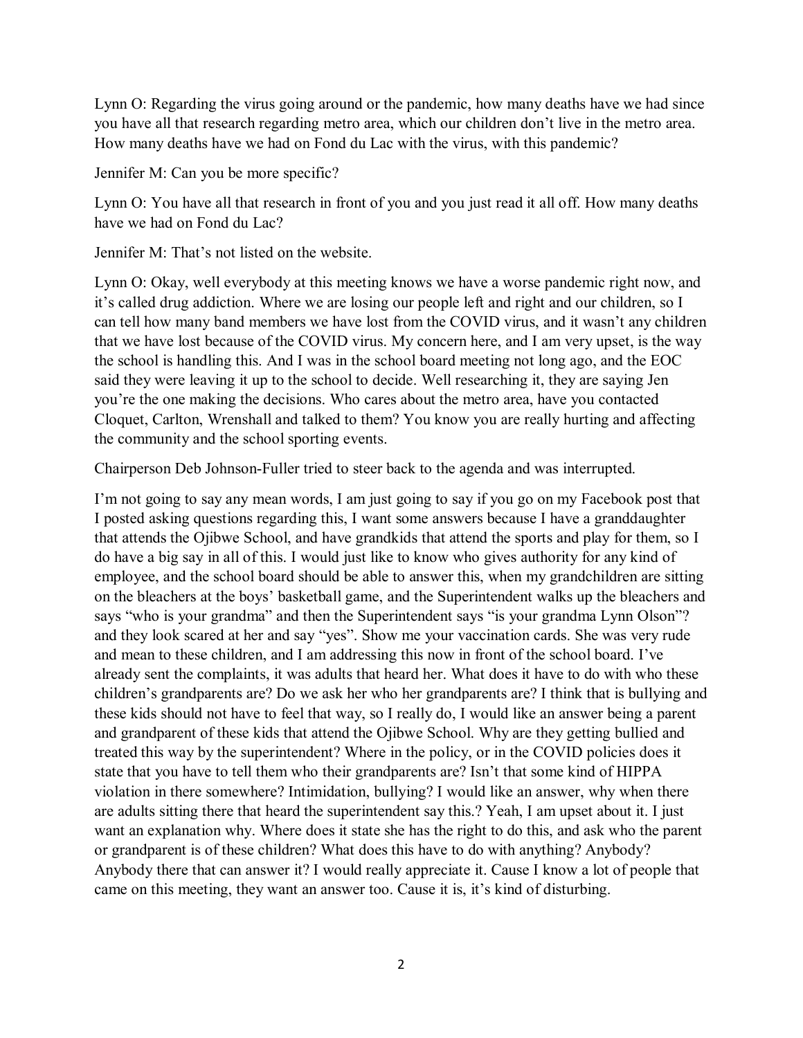Lynn O: Regarding the virus going around or the pandemic, how many deaths have we had since you have all that research regarding metro area, which our children don't live in the metro area. How many deaths have we had on Fond du Lac with the virus, with this pandemic?

Jennifer M: Can you be more specific?

Lynn O: You have all that research in front of you and you just read it all off. How many deaths have we had on Fond du Lac?

Jennifer M: That's not listed on the website.

Lynn O: Okay, well everybody at this meeting knows we have a worse pandemic right now, and it's called drug addiction. Where we are losing our people left and right and our children, so I can tell how many band members we have lost from the COVID virus, and it wasn't any children that we have lost because of the COVID virus. My concern here, and I am very upset, is the way the school is handling this. And I was in the school board meeting not long ago, and the EOC said they were leaving it up to the school to decide. Well researching it, they are saying Jen you're the one making the decisions. Who cares about the metro area, have you contacted Cloquet, Carlton, Wrenshall and talked to them? You know you are really hurting and affecting the community and the school sporting events.

Chairperson Deb Johnson-Fuller tried to steer back to the agenda and was interrupted.

I'm not going to say any mean words, I am just going to say if you go on my Facebook post that I posted asking questions regarding this, I want some answers because I have a granddaughter that attends the Ojibwe School, and have grandkids that attend the sports and play for them, so I do have a big say in all of this. I would just like to know who gives authority for any kind of employee, and the school board should be able to answer this, when my grandchildren are sitting on the bleachers at the boys' basketball game, and the Superintendent walks up the bleachers and says "who is your grandma" and then the Superintendent says "is your grandma Lynn Olson"? and they look scared at her and say "yes". Show me your vaccination cards. She was very rude and mean to these children, and I am addressing this now in front of the school board. I've already sent the complaints, it was adults that heard her. What does it have to do with who these children's grandparents are? Do we ask her who her grandparents are? I think that is bullying and these kids should not have to feel that way, so I really do, I would like an answer being a parent and grandparent of these kids that attend the Ojibwe School. Why are they getting bullied and treated this way by the superintendent? Where in the policy, or in the COVID policies does it state that you have to tell them who their grandparents are? Isn't that some kind of HIPPA violation in there somewhere? Intimidation, bullying? I would like an answer, why when there are adults sitting there that heard the superintendent say this.? Yeah, I am upset about it. I just want an explanation why. Where does it state she has the right to do this, and ask who the parent or grandparent is of these children? What does this have to do with anything? Anybody? Anybody there that can answer it? I would really appreciate it. Cause I know a lot of people that came on this meeting, they want an answer too. Cause it is, it's kind of disturbing.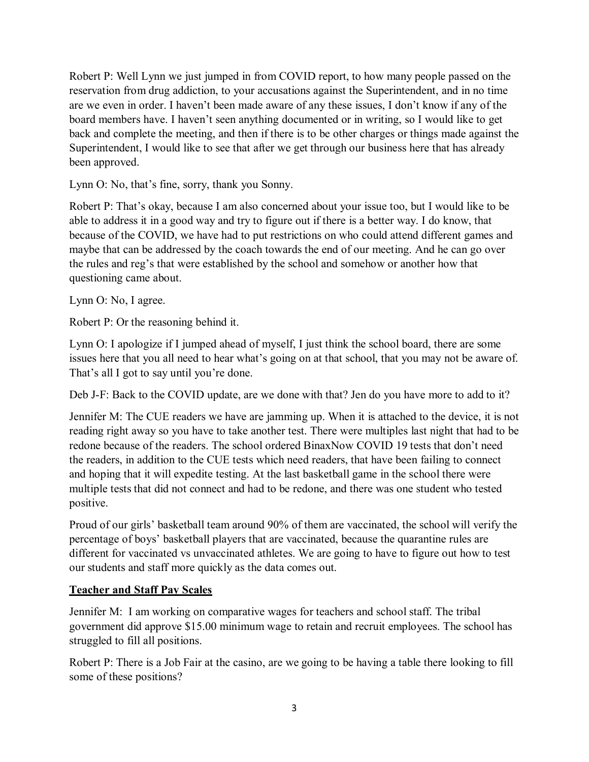Robert P: Well Lynn we just jumped in from COVID report, to how many people passed on the reservation from drug addiction, to your accusations against the Superintendent, and in no time are we even in order. I haven't been made aware of any these issues, I don't know if any of the board members have. I haven't seen anything documented or in writing, so I would like to get back and complete the meeting, and then if there is to be other charges or things made against the Superintendent, I would like to see that after we get through our business here that has already been approved.

Lynn O: No, that's fine, sorry, thank you Sonny.

Robert P: That's okay, because I am also concerned about your issue too, but I would like to be able to address it in a good way and try to figure out if there is a better way. I do know, that because of the COVID, we have had to put restrictions on who could attend different games and maybe that can be addressed by the coach towards the end of our meeting. And he can go over the rules and reg's that were established by the school and somehow or another how that questioning came about.

Lynn O: No, I agree.

Robert P: Or the reasoning behind it.

Lynn O: I apologize if I jumped ahead of myself, I just think the school board, there are some issues here that you all need to hear what's going on at that school, that you may not be aware of. That's all I got to say until you're done.

Deb J-F: Back to the COVID update, are we done with that? Jen do you have more to add to it?

Jennifer M: The CUE readers we have are jamming up. When it is attached to the device, it is not reading right away so you have to take another test. There were multiples last night that had to be redone because of the readers. The school ordered BinaxNow COVID 19 tests that don't need the readers, in addition to the CUE tests which need readers, that have been failing to connect and hoping that it will expedite testing. At the last basketball game in the school there were multiple tests that did not connect and had to be redone, and there was one student who tested positive.

Proud of our girls' basketball team around 90% of them are vaccinated, the school will verify the percentage of boys' basketball players that are vaccinated, because the quarantine rules are different for vaccinated vs unvaccinated athletes. We are going to have to figure out how to test our students and staff more quickly as the data comes out.

**Teacher and Staff Pay Scales**

Jennifer M: I am working on comparative wages for teachers and school staff. The tribal government did approve $15.00 minimum wage to retain and recruit employees. The school has struggled to fill all positions.

Robert P: There is a Job Fair at the casino, are we going to be having a table there looking to fill some of these positions?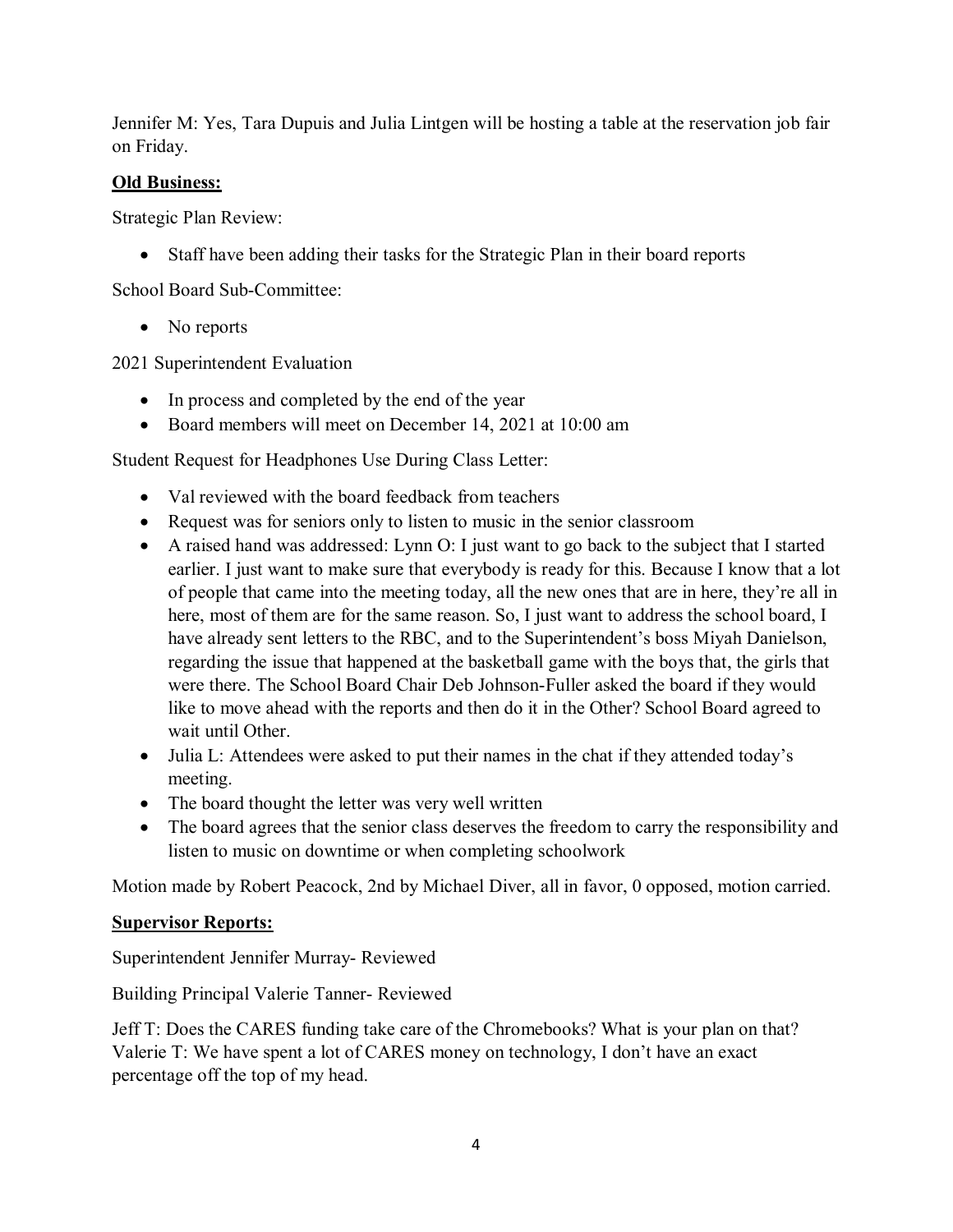Jennifer M: Yes, Tara Dupuis and Julia Lintgen will be hosting a table at the reservation job fair on Friday.

**Old Business:**

Strategic Plan Review:

- Staff have been adding their tasks for the Strategic Plan in their board reports

School Board Sub-Committee:

- No reports

2021 Superintendent Evaluation

- In process and completed by the end of the year
- Board members will meet on December 14, 2021 at 10:00 am

Student Request for Headphones Use During Class Letter:

- Val reviewed with the board feedback from teachers
- Request was for seniors only to listen to music in the senior classroom
- A raised hand was addressed: Lynn O: I just want to go back to the subject that I started earlier. I just want to make sure that everybody is ready for this. Because I know that a lot of people that came into the meeting today, all the new ones that are in here, they're all in here, most of them are for the same reason. So, I just want to address the school board, I have already sent letters to the RBC, and to the Superintendent's boss Miyah Danielson, regarding the issue that happened at the basketball game with the boys that, the girls that were there. The School Board Chair Deb Johnson-Fuller asked the board if they would like to move ahead with the reports and then do it in the Other? School Board agreed to wait until Other.
- Julia L: Attendees were asked to put their names in the chat if they attended today's meeting.
- The board thought the letter was very well written
- The board agrees that the senior class deserves the freedom to carry the responsibility and listen to music on downtime or when completing schoolwork

Motion made by Robert Peacock, 2nd by Michael Diver, all in favor, 0 opposed, motion carried.

**Supervisor Reports:**

Superintendent Jennifer Murray- Reviewed

Building Principal Valerie Tanner- Reviewed

Jeff T: Does the CARES funding take care of the Chromebooks? What is your plan on that?
Valerie T: We have spent a lot of CARES money on technology, I don't have an exact percentage off the top of my head.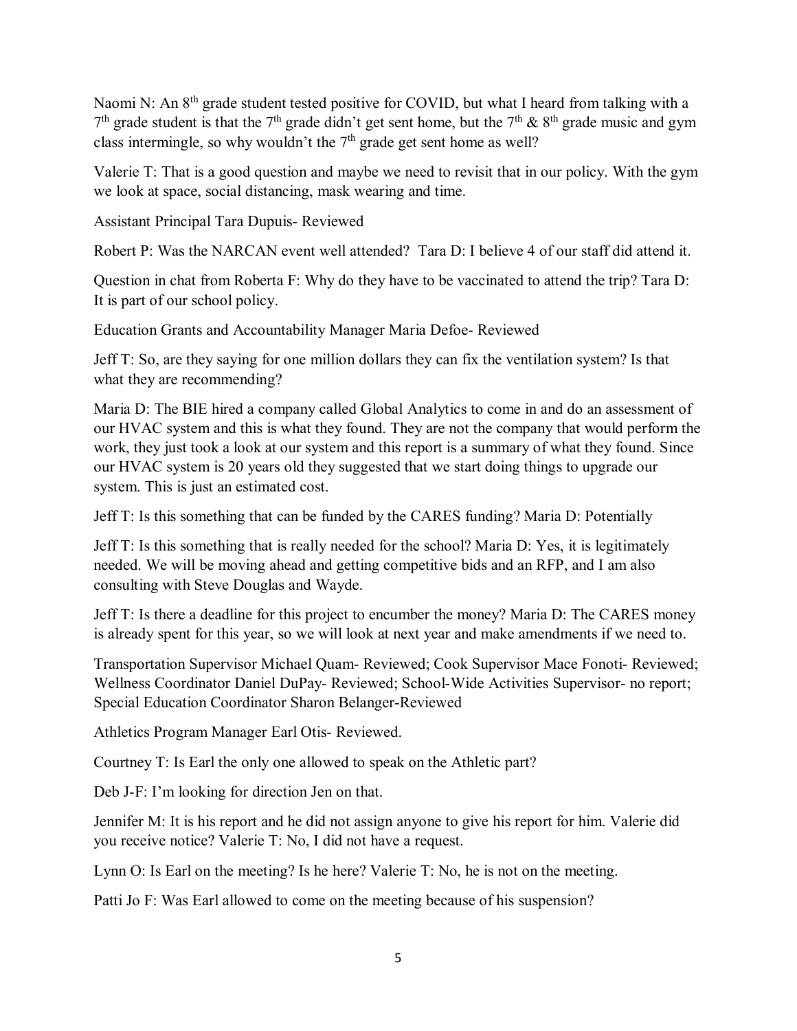Naomi N: An 8th grade student tested positive for COVID, but what I heard from talking with a 7th grade student is that the 7th grade didn't get sent home, but the 7th & 8th grade music and gym class intermingle, so why wouldn't the 7th grade get sent home as well?

Valerie T: That is a good question and maybe we need to revisit that in our policy. With the gym we look at space, social distancing, mask wearing and time.

Assistant Principal Tara Dupuis- Reviewed

Robert P: Was the NARCAN event well attended? Tara D: I believe 4 of our staff did attend it.

Question in chat from Roberta F: Why do they have to be vaccinated to attend the trip? Tara D: It is part of our school policy.

Education Grants and Accountability Manager Maria Defoe- Reviewed

Jeff T: So, are they saying for one million dollars they can fix the ventilation system? Is that what they are recommending?

Maria D: The BIE hired a company called Global Analytics to come in and do an assessment of our HVAC system and this is what they found. They are not the company that would perform the work, they just took a look at our system and this report is a summary of what they found. Since our HVAC system is 20 years old they suggested that we start doing things to upgrade our system. This is just an estimated cost.

Jeff T: Is this something that can be funded by the CARES funding? Maria D: Potentially

Jeff T: Is this something that is really needed for the school? Maria D: Yes, it is legitimately needed. We will be moving ahead and getting competitive bids and an RFP, and I am also consulting with Steve Douglas and Wayde.

Jeff T: Is there a deadline for this project to encumber the money? Maria D: The CARES money is already spent for this year, so we will look at next year and make amendments if we need to.

Transportation Supervisor Michael Quam- Reviewed; Cook Supervisor Mace Fonoti- Reviewed; Wellness Coordinator Daniel DuPay- Reviewed; School-Wide Activities Supervisor- no report; Special Education Coordinator Sharon Belanger-Reviewed

Athletics Program Manager Earl Otis- Reviewed.

Courtney T: Is Earl the only one allowed to speak on the Athletic part?

Deb J-F: I'm looking for direction Jen on that.

Jennifer M: It is his report and he did not assign anyone to give his report for him. Valerie did you receive notice? Valerie T: No, I did not have a request.

Lynn O: Is Earl on the meeting? Is he here? Valerie T: No, he is not on the meeting.

Patti Jo F: Was Earl allowed to come on the meeting because of his suspension?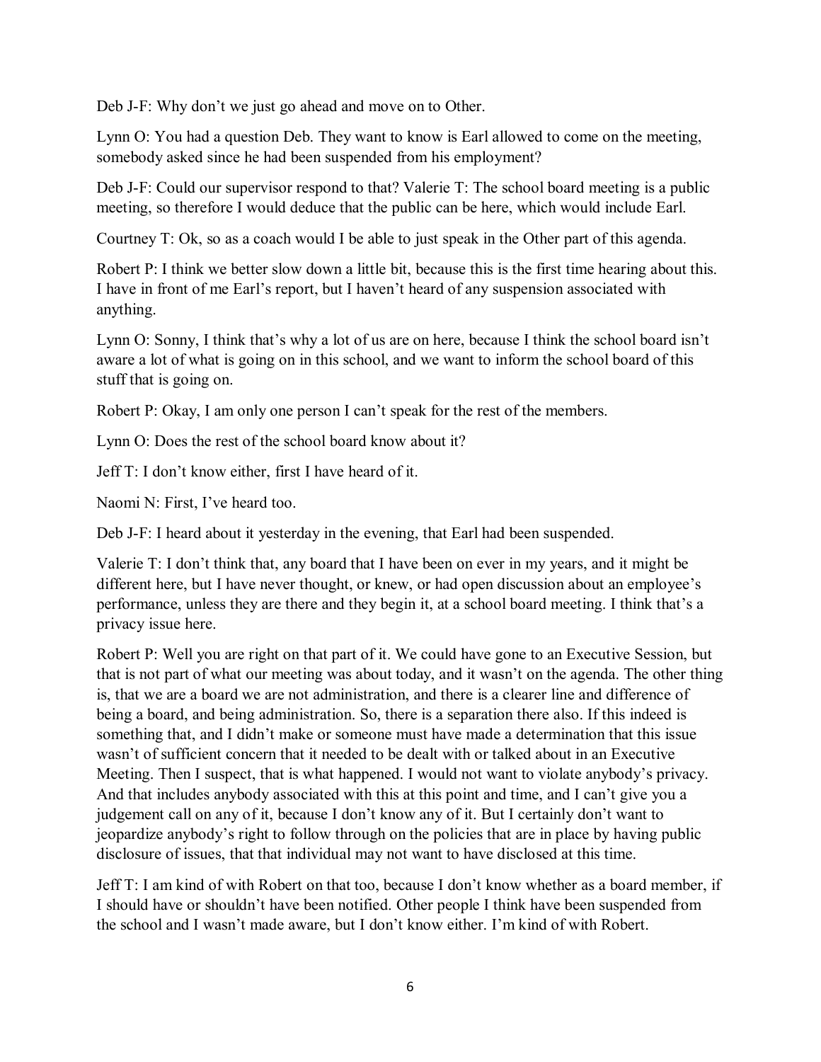Deb J-F: Why don't we just go ahead and move on to Other.

Lynn O: You had a question Deb. They want to know is Earl allowed to come on the meeting, somebody asked since he had been suspended from his employment?

Deb J-F: Could our supervisor respond to that? Valerie T: The school board meeting is a public meeting, so therefore I would deduce that the public can be here, which would include Earl.

Courtney T: Ok, so as a coach would I be able to just speak in the Other part of this agenda.

Robert P: I think we better slow down a little bit, because this is the first time hearing about this. I have in front of me Earl's report, but I haven't heard of any suspension associated with anything.

Lynn O: Sonny, I think that's why a lot of us are on here, because I think the school board isn't aware a lot of what is going on in this school, and we want to inform the school board of this stuff that is going on.

Robert P: Okay, I am only one person I can't speak for the rest of the members.

Lynn O: Does the rest of the school board know about it?

Jeff T: I don't know either, first I have heard of it.

Naomi N: First, I've heard too.

Deb J-F: I heard about it yesterday in the evening, that Earl had been suspended.

Valerie T: I don't think that, any board that I have been on ever in my years, and it might be different here, but I have never thought, or knew, or had open discussion about an employee's performance, unless they are there and they begin it, at a school board meeting. I think that's a privacy issue here.

Robert P: Well you are right on that part of it. We could have gone to an Executive Session, but that is not part of what our meeting was about today, and it wasn't on the agenda. The other thing is, that we are a board we are not administration, and there is a clearer line and difference of being a board, and being administration. So, there is a separation there also. If this indeed is something that, and I didn't make or someone must have made a determination that this issue wasn't of sufficient concern that it needed to be dealt with or talked about in an Executive Meeting. Then I suspect, that is what happened. I would not want to violate anybody's privacy. And that includes anybody associated with this at this point and time, and I can't give you a judgement call on any of it, because I don't know any of it. But I certainly don't want to jeopardize anybody's right to follow through on the policies that are in place by having public disclosure of issues, that that individual may not want to have disclosed at this time.

Jeff T: I am kind of with Robert on that too, because I don't know whether as a board member, if I should have or shouldn't have been notified. Other people I think have been suspended from the school and I wasn't made aware, but I don't know either. I'm kind of with Robert.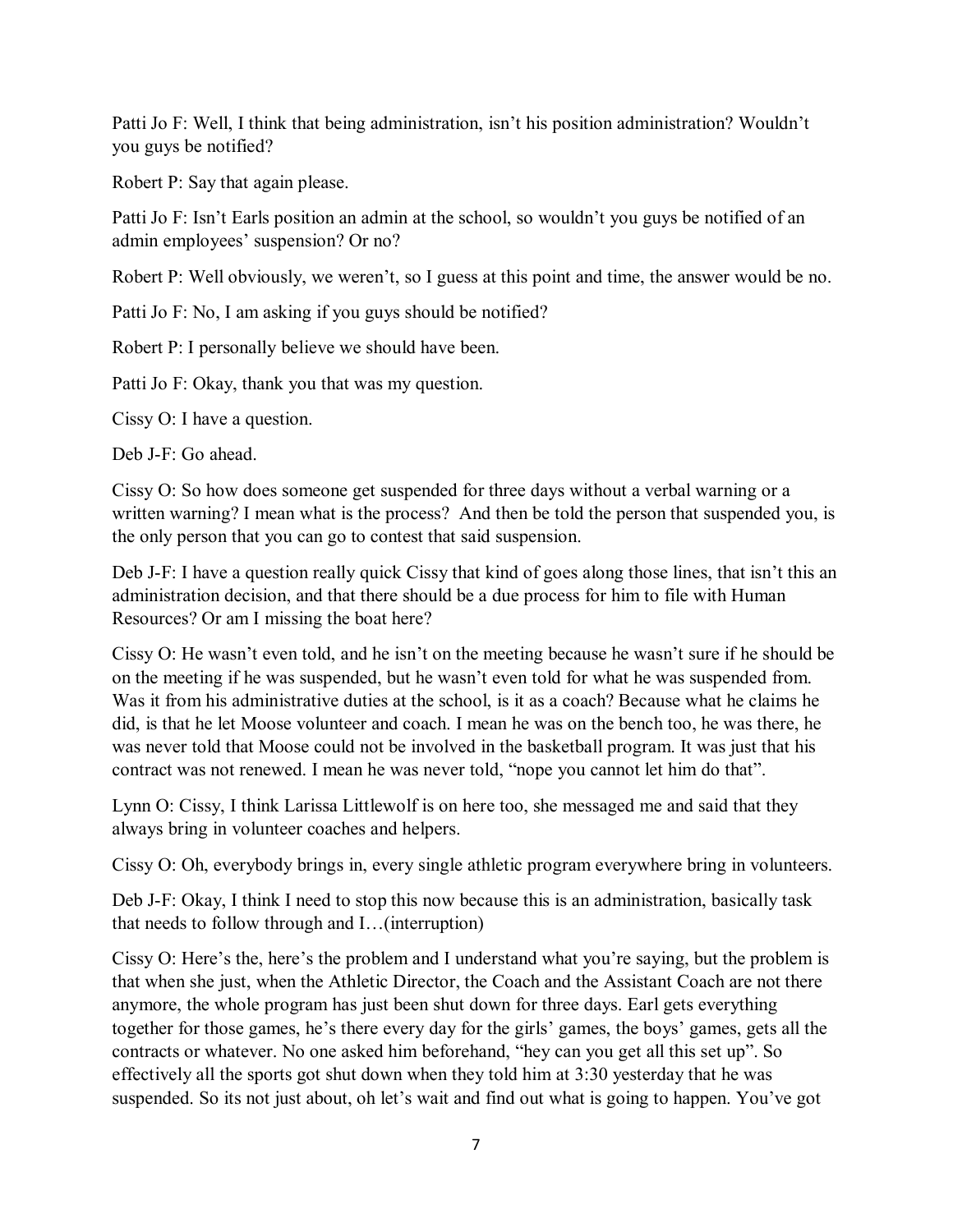Patti Jo F: Well, I think that being administration, isn't his position administration? Wouldn't you guys be notified?

Robert P: Say that again please.

Patti Jo F: Isn't Earls position an admin at the school, so wouldn't you guys be notified of an admin employees' suspension? Or no?

Robert P: Well obviously, we weren't, so I guess at this point and time, the answer would be no.

Patti Jo F: No, I am asking if you guys should be notified?

Robert P: I personally believe we should have been.

Patti Jo F: Okay, thank you that was my question.

Cissy O: I have a question.

Deb J-F: Go ahead.

Cissy O: So how does someone get suspended for three days without a verbal warning or a written warning? I mean what is the process? And then be told the person that suspended you, is the only person that you can go to contest that said suspension.

Deb J-F: I have a question really quick Cissy that kind of goes along those lines, that isn't this an administration decision, and that there should be a due process for him to file with Human Resources? Or am I missing the boat here?

Cissy O: He wasn't even told, and he isn't on the meeting because he wasn't sure if he should be on the meeting if he was suspended, but he wasn't even told for what he was suspended from. Was it from his administrative duties at the school, is it as a coach? Because what he claims he did, is that he let Moose volunteer and coach. I mean he was on the bench too, he was there, he was never told that Moose could not be involved in the basketball program. It was just that his contract was not renewed. I mean he was never told, "nope you cannot let him do that".

Lynn O: Cissy, I think Larissa Littlewolf is on here too, she messaged me and said that they always bring in volunteer coaches and helpers.

Cissy O: Oh, everybody brings in, every single athletic program everywhere bring in volunteers.

Deb J-F: Okay, I think I need to stop this now because this is an administration, basically task that needs to follow through and I…(interruption)

Cissy O: Here's the, here's the problem and I understand what you're saying, but the problem is that when she just, when the Athletic Director, the Coach and the Assistant Coach are not there anymore, the whole program has just been shut down for three days. Earl gets everything together for those games, he's there every day for the girls' games, the boys' games, gets all the contracts or whatever. No one asked him beforehand, "hey can you get all this set up". So effectively all the sports got shut down when they told him at 3:30 yesterday that he was suspended. So its not just about, oh let's wait and find out what is going to happen. You've got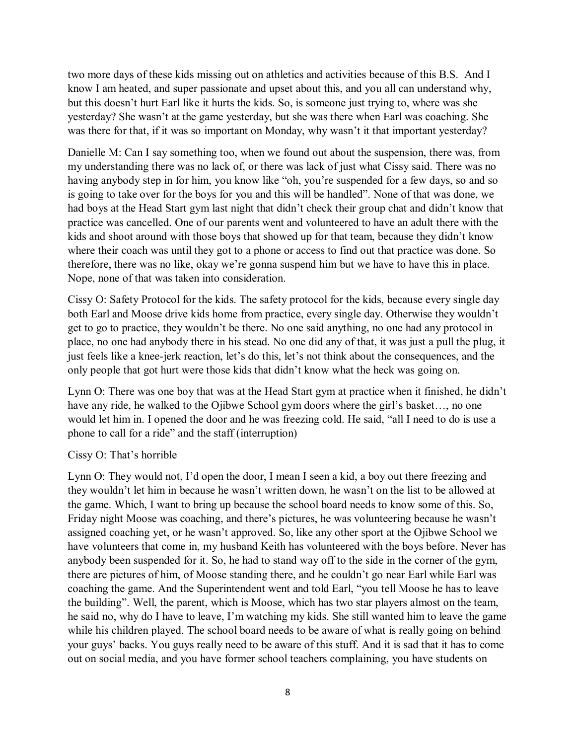two more days of these kids missing out on athletics and activities because of this B.S. And I know I am heated, and super passionate and upset about this, and you all can understand why, but this doesn't hurt Earl like it hurts the kids. So, is someone just trying to, where was she yesterday? She wasn't at the game yesterday, but she was there when Earl was coaching. She was there for that, if it was so important on Monday, why wasn't it that important yesterday?

Danielle M: Can I say something too, when we found out about the suspension, there was, from my understanding there was no lack of, or there was lack of just what Cissy said. There was no having anybody step in for him, you know like "oh, you're suspended for a few days, so and so is going to take over for the boys for you and this will be handled". None of that was done, we had boys at the Head Start gym last night that didn't check their group chat and didn't know that practice was cancelled. One of our parents went and volunteered to have an adult there with the kids and shoot around with those boys that showed up for that team, because they didn't know where their coach was until they got to a phone or access to find out that practice was done. So therefore, there was no like, okay we're gonna suspend him but we have to have this in place. Nope, none of that was taken into consideration.

Cissy O: Safety Protocol for the kids. The safety protocol for the kids, because every single day both Earl and Moose drive kids home from practice, every single day. Otherwise they wouldn't get to go to practice, they wouldn't be there. No one said anything, no one had any protocol in place, no one had anybody there in his stead. No one did any of that, it was just a pull the plug, it just feels like a knee-jerk reaction, let's do this, let's not think about the consequences, and the only people that got hurt were those kids that didn't know what the heck was going on.

Lynn O: There was one boy that was at the Head Start gym at practice when it finished, he didn't have any ride, he walked to the Ojibwe School gym doors where the girl's basket…, no one would let him in. I opened the door and he was freezing cold. He said, "all I need to do is use a phone to call for a ride" and the staff (interruption)

Cissy O: That's horrible

Lynn O: They would not, I'd open the door, I mean I seen a kid, a boy out there freezing and they wouldn't let him in because he wasn't written down, he wasn't on the list to be allowed at the game. Which, I want to bring up because the school board needs to know some of this. So, Friday night Moose was coaching, and there's pictures, he was volunteering because he wasn't assigned coaching yet, or he wasn't approved. So, like any other sport at the Ojibwe School we have volunteers that come in, my husband Keith has volunteered with the boys before. Never has anybody been suspended for it. So, he had to stand way off to the side in the corner of the gym, there are pictures of him, of Moose standing there, and he couldn't go near Earl while Earl was coaching the game. And the Superintendent went and told Earl, "you tell Moose he has to leave the building". Well, the parent, which is Moose, which has two star players almost on the team, he said no, why do I have to leave, I'm watching my kids. She still wanted him to leave the game while his children played. The school board needs to be aware of what is really going on behind your guys' backs. You guys really need to be aware of this stuff. And it is sad that it has to come out on social media, and you have former school teachers complaining, you have students on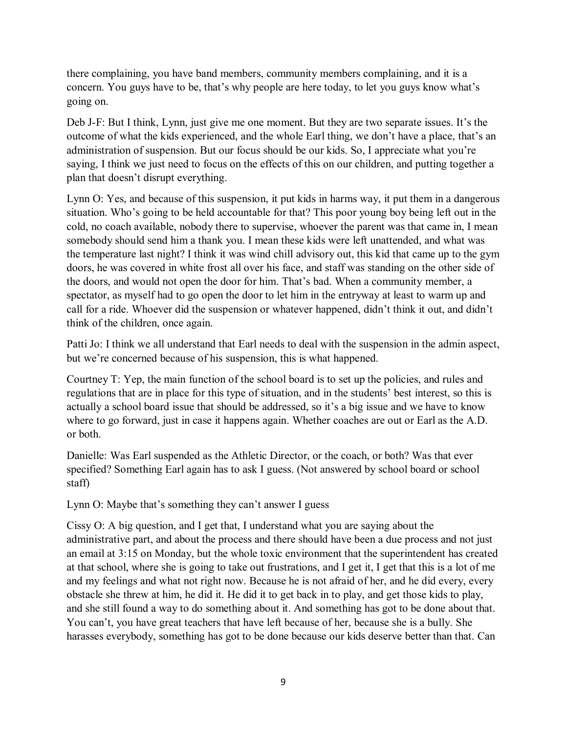there complaining, you have band members, community members complaining, and it is a concern. You guys have to be, that's why people are here today, to let you guys know what's going on.

Deb J-F: But I think, Lynn, just give me one moment. But they are two separate issues. It's the outcome of what the kids experienced, and the whole Earl thing, we don't have a place, that's an administration of suspension. But our focus should be our kids. So, I appreciate what you're saying, I think we just need to focus on the effects of this on our children, and putting together a plan that doesn't disrupt everything.

Lynn O: Yes, and because of this suspension, it put kids in harms way, it put them in a dangerous situation. Who's going to be held accountable for that? This poor young boy being left out in the cold, no coach available, nobody there to supervise, whoever the parent was that came in, I mean somebody should send him a thank you. I mean these kids were left unattended, and what was the temperature last night? I think it was wind chill advisory out, this kid that came up to the gym doors, he was covered in white frost all over his face, and staff was standing on the other side of the doors, and would not open the door for him. That's bad. When a community member, a spectator, as myself had to go open the door to let him in the entryway at least to warm up and call for a ride. Whoever did the suspension or whatever happened, didn't think it out, and didn't think of the children, once again.

Patti Jo: I think we all understand that Earl needs to deal with the suspension in the admin aspect, but we're concerned because of his suspension, this is what happened.

Courtney T: Yep, the main function of the school board is to set up the policies, and rules and regulations that are in place for this type of situation, and in the students' best interest, so this is actually a school board issue that should be addressed, so it's a big issue and we have to know where to go forward, just in case it happens again. Whether coaches are out or Earl as the A.D. or both.

Danielle: Was Earl suspended as the Athletic Director, or the coach, or both? Was that ever specified? Something Earl again has to ask I guess. (Not answered by school board or school staff)

Lynn O: Maybe that's something they can't answer I guess

Cissy O: A big question, and I get that, I understand what you are saying about the administrative part, and about the process and there should have been a due process and not just an email at 3:15 on Monday, but the whole toxic environment that the superintendent has created at that school, where she is going to take out frustrations, and I get it, I get that this is a lot of me and my feelings and what not right now. Because he is not afraid of her, and he did every, every obstacle she threw at him, he did it. He did it to get back in to play, and get those kids to play, and she still found a way to do something about it. And something has got to be done about that. You can't, you have great teachers that have left because of her, because she is a bully. She harasses everybody, something has got to be done because our kids deserve better than that. Can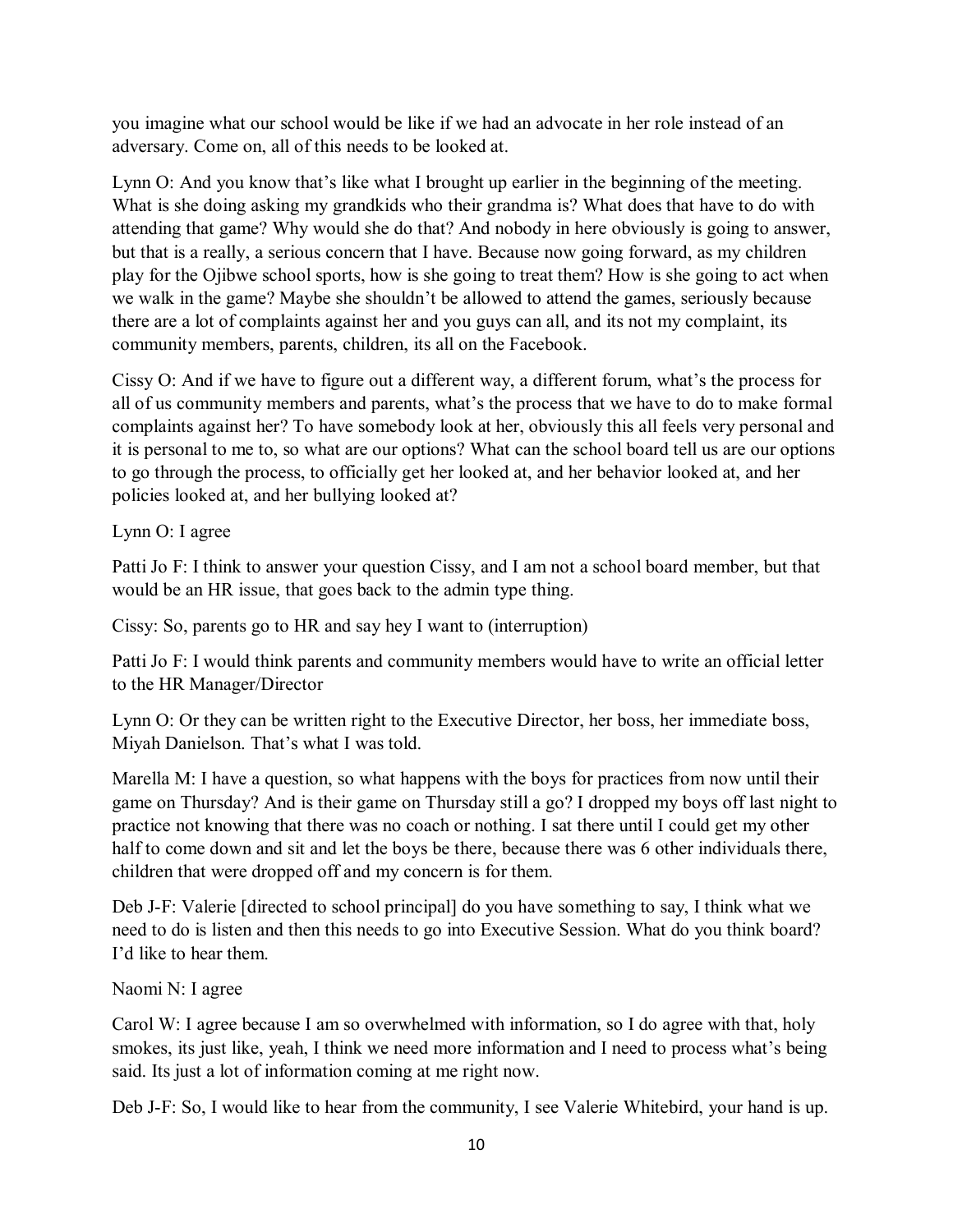you imagine what our school would be like if we had an advocate in her role instead of an adversary. Come on, all of this needs to be looked at.

Lynn O: And you know that's like what I brought up earlier in the beginning of the meeting. What is she doing asking my grandkids who their grandma is? What does that have to do with attending that game? Why would she do that? And nobody in here obviously is going to answer, but that is a really, a serious concern that I have. Because now going forward, as my children play for the Ojibwe school sports, how is she going to treat them? How is she going to act when we walk in the game? Maybe she shouldn't be allowed to attend the games, seriously because there are a lot of complaints against her and you guys can all, and its not my complaint, its community members, parents, children, its all on the Facebook.

Cissy O: And if we have to figure out a different way, a different forum, what's the process for all of us community members and parents, what's the process that we have to do to make formal complaints against her? To have somebody look at her, obviously this all feels very personal and it is personal to me to, so what are our options? What can the school board tell us are our options to go through the process, to officially get her looked at, and her behavior looked at, and her policies looked at, and her bullying looked at?

Lynn O: I agree

Patti Jo F: I think to answer your question Cissy, and I am not a school board member, but that would be an HR issue, that goes back to the admin type thing.

Cissy: So, parents go to HR and say hey I want to (interruption)

Patti Jo F: I would think parents and community members would have to write an official letter to the HR Manager/Director

Lynn O: Or they can be written right to the Executive Director, her boss, her immediate boss, Miyah Danielson. That's what I was told.

Marella M: I have a question, so what happens with the boys for practices from now until their game on Thursday? And is their game on Thursday still a go? I dropped my boys off last night to practice not knowing that there was no coach or nothing. I sat there until I could get my other half to come down and sit and let the boys be there, because there was 6 other individuals there, children that were dropped off and my concern is for them.

Deb J-F: Valerie [directed to school principal] do you have something to say, I think what we need to do is listen and then this needs to go into Executive Session. What do you think board? I'd like to hear them.

Naomi N: I agree

Carol W: I agree because I am so overwhelmed with information, so I do agree with that, holy smokes, its just like, yeah, I think we need more information and I need to process what's being said. Its just a lot of information coming at me right now.

Deb J-F: So, I would like to hear from the community, I see Valerie Whitebird, your hand is up.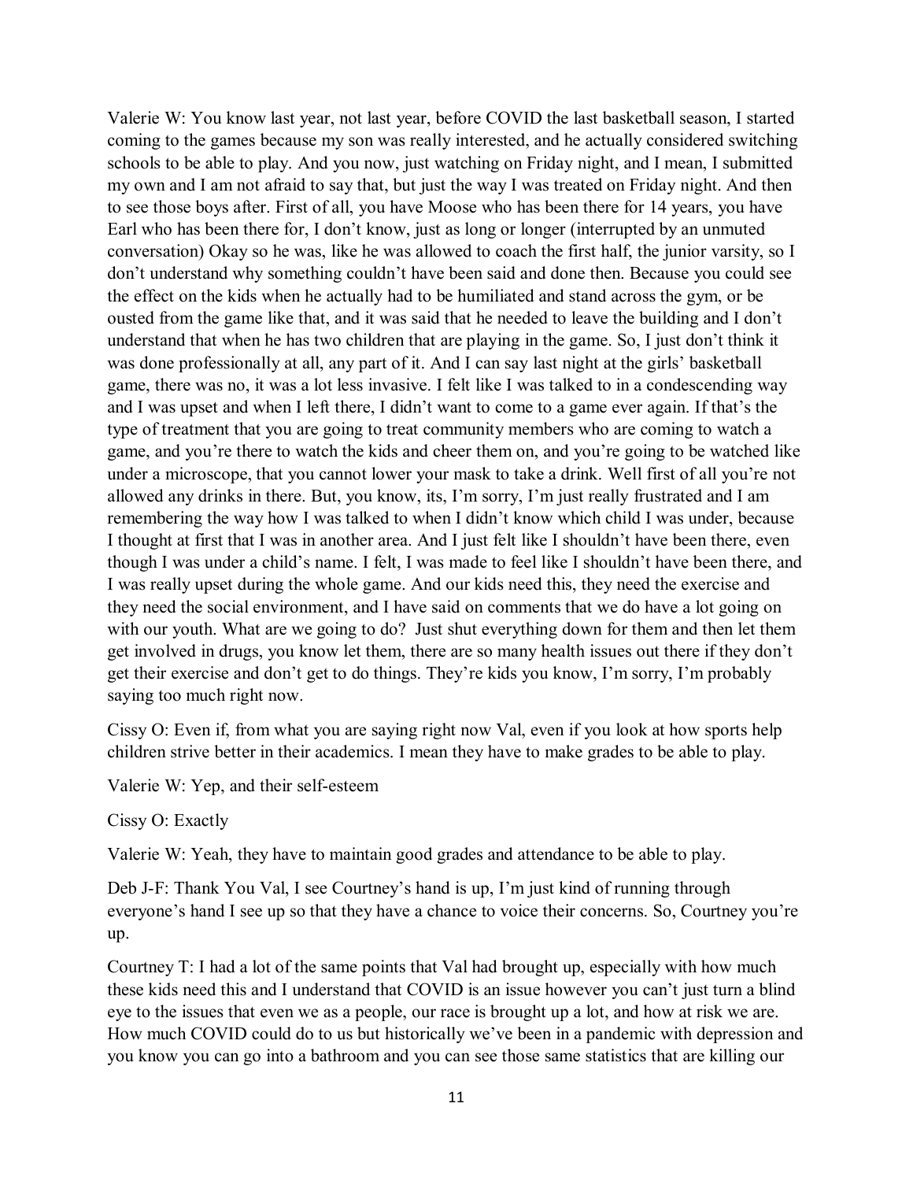Valerie W: You know last year, not last year, before COVID the last basketball season, I started coming to the games because my son was really interested, and he actually considered switching schools to be able to play. And you now, just watching on Friday night, and I mean, I submitted my own and I am not afraid to say that, but just the way I was treated on Friday night. And then to see those boys after. First of all, you have Moose who has been there for 14 years, you have Earl who has been there for, I don't know, just as long or longer (interrupted by an unmuted conversation) Okay so he was, like he was allowed to coach the first half, the junior varsity, so I don't understand why something couldn't have been said and done then. Because you could see the effect on the kids when he actually had to be humiliated and stand across the gym, or be ousted from the game like that, and it was said that he needed to leave the building and I don't understand that when he has two children that are playing in the game. So, I just don't think it was done professionally at all, any part of it. And I can say last night at the girls' basketball game, there was no, it was a lot less invasive. I felt like I was talked to in a condescending way and I was upset and when I left there, I didn't want to come to a game ever again. If that's the type of treatment that you are going to treat community members who are coming to watch a game, and you're there to watch the kids and cheer them on, and you're going to be watched like under a microscope, that you cannot lower your mask to take a drink. Well first of all you're not allowed any drinks in there. But, you know, its, I'm sorry, I'm just really frustrated and I am remembering the way how I was talked to when I didn't know which child I was under, because I thought at first that I was in another area. And I just felt like I shouldn't have been there, even though I was under a child's name. I felt, I was made to feel like I shouldn't have been there, and I was really upset during the whole game. And our kids need this, they need the exercise and they need the social environment, and I have said on comments that we do have a lot going on with our youth. What are we going to do? Just shut everything down for them and then let them get involved in drugs, you know let them, there are so many health issues out there if they don't get their exercise and don't get to do things. They're kids you know, I'm sorry, I'm probably saying too much right now.

Cissy O: Even if, from what you are saying right now Val, even if you look at how sports help children strive better in their academics. I mean they have to make grades to be able to play.

Valerie W: Yep, and their self-esteem

Cissy O: Exactly

Valerie W: Yeah, they have to maintain good grades and attendance to be able to play.

Deb J-F: Thank You Val, I see Courtney's hand is up, I'm just kind of running through everyone's hand I see up so that they have a chance to voice their concerns. So, Courtney you're up.

Courtney T: I had a lot of the same points that Val had brought up, especially with how much these kids need this and I understand that COVID is an issue however you can't just turn a blind eye to the issues that even we as a people, our race is brought up a lot, and how at risk we are. How much COVID could do to us but historically we've been in a pandemic with depression and you know you can go into a bathroom and you can see those same statistics that are killing our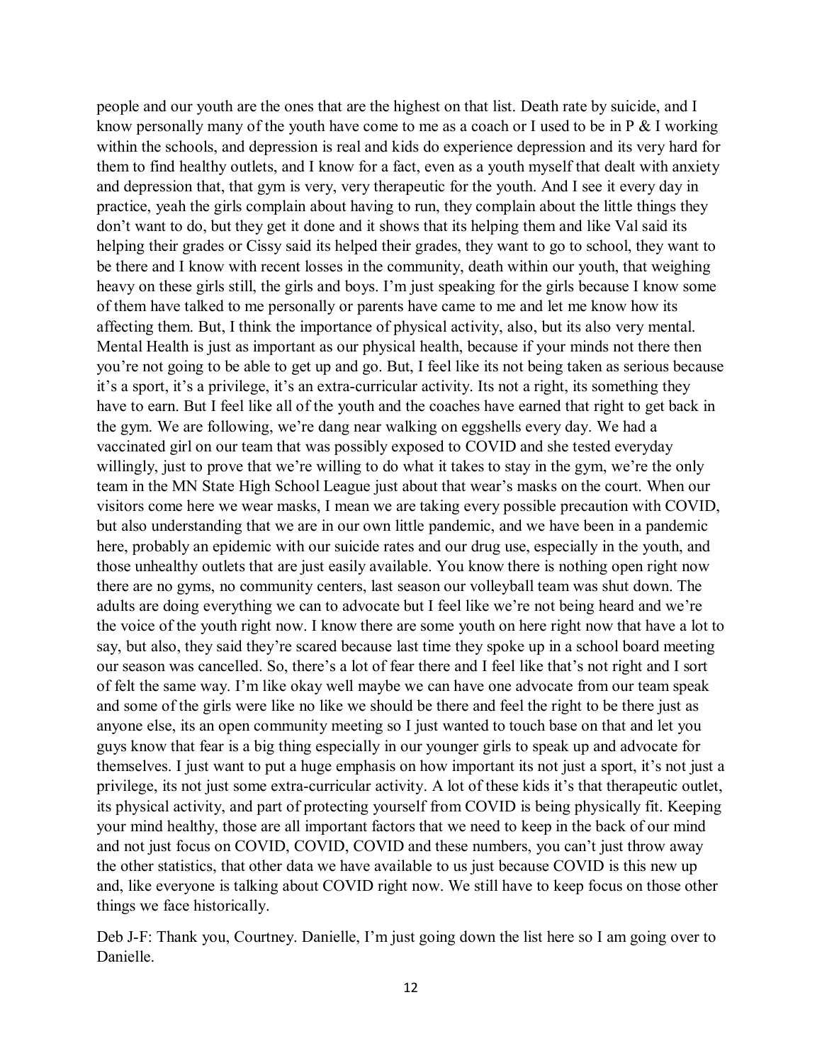people and our youth are the ones that are the highest on that list. Death rate by suicide, and I know personally many of the youth have come to me as a coach or I used to be in P & I working within the schools, and depression is real and kids do experience depression and its very hard for them to find healthy outlets, and I know for a fact, even as a youth myself that dealt with anxiety and depression that, that gym is very, very therapeutic for the youth. And I see it every day in practice, yeah the girls complain about having to run, they complain about the little things they don't want to do, but they get it done and it shows that its helping them and like Val said its helping their grades or Cissy said its helped their grades, they want to go to school, they want to be there and I know with recent losses in the community, death within our youth, that weighing heavy on these girls still, the girls and boys. I'm just speaking for the girls because I know some of them have talked to me personally or parents have came to me and let me know how its affecting them. But, I think the importance of physical activity, also, but its also very mental. Mental Health is just as important as our physical health, because if your minds not there then you're not going to be able to get up and go. But, I feel like its not being taken as serious because it's a sport, it's a privilege, it's an extra-curricular activity. Its not a right, its something they have to earn. But I feel like all of the youth and the coaches have earned that right to get back in the gym. We are following, we're dang near walking on eggshells every day. We had a vaccinated girl on our team that was possibly exposed to COVID and she tested everyday willingly, just to prove that we're willing to do what it takes to stay in the gym, we're the only team in the MN State High School League just about that wear's masks on the court. When our visitors come here we wear masks, I mean we are taking every possible precaution with COVID, but also understanding that we are in our own little pandemic, and we have been in a pandemic here, probably an epidemic with our suicide rates and our drug use, especially in the youth, and those unhealthy outlets that are just easily available. You know there is nothing open right now there are no gyms, no community centers, last season our volleyball team was shut down. The adults are doing everything we can to advocate but I feel like we're not being heard and we're the voice of the youth right now. I know there are some youth on here right now that have a lot to say, but also, they said they're scared because last time they spoke up in a school board meeting our season was cancelled. So, there's a lot of fear there and I feel like that's not right and I sort of felt the same way. I'm like okay well maybe we can have one advocate from our team speak and some of the girls were like no like we should be there and feel the right to be there just as anyone else, its an open community meeting so I just wanted to touch base on that and let you guys know that fear is a big thing especially in our younger girls to speak up and advocate for themselves. I just want to put a huge emphasis on how important its not just a sport, it's not just a privilege, its not just some extra-curricular activity. A lot of these kids it's that therapeutic outlet, its physical activity, and part of protecting yourself from COVID is being physically fit. Keeping your mind healthy, those are all important factors that we need to keep in the back of our mind and not just focus on COVID, COVID, COVID and these numbers, you can't just throw away the other statistics, that other data we have available to us just because COVID is this new up and, like everyone is talking about COVID right now. We still have to keep focus on those other things we face historically.

Deb J-F: Thank you, Courtney. Danielle, I'm just going down the list here so I am going over to Danielle.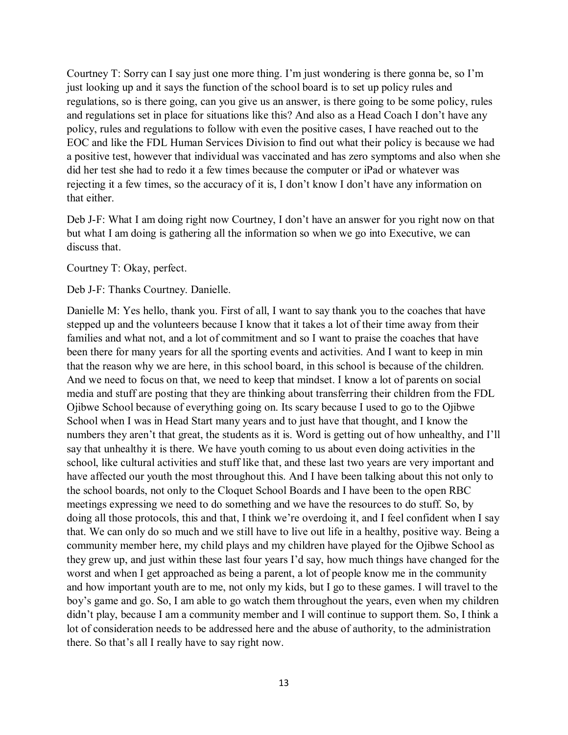Courtney T: Sorry can I say just one more thing. I'm just wondering is there gonna be, so I'm just looking up and it says the function of the school board is to set up policy rules and regulations, so is there going, can you give us an answer, is there going to be some policy, rules and regulations set in place for situations like this? And also as a Head Coach I don't have any policy, rules and regulations to follow with even the positive cases, I have reached out to the EOC and like the FDL Human Services Division to find out what their policy is because we had a positive test, however that individual was vaccinated and has zero symptoms and also when she did her test she had to redo it a few times because the computer or iPad or whatever was rejecting it a few times, so the accuracy of it is, I don't know I don't have any information on that either.

Deb J-F: What I am doing right now Courtney, I don't have an answer for you right now on that but what I am doing is gathering all the information so when we go into Executive, we can discuss that.

Courtney T: Okay, perfect.

Deb J-F: Thanks Courtney. Danielle.

Danielle M: Yes hello, thank you. First of all, I want to say thank you to the coaches that have stepped up and the volunteers because I know that it takes a lot of their time away from their families and what not, and a lot of commitment and so I want to praise the coaches that have been there for many years for all the sporting events and activities. And I want to keep in min that the reason why we are here, in this school board, in this school is because of the children. And we need to focus on that, we need to keep that mindset. I know a lot of parents on social media and stuff are posting that they are thinking about transferring their children from the FDL Ojibwe School because of everything going on. Its scary because I used to go to the Ojibwe School when I was in Head Start many years and to just have that thought, and I know the numbers they aren't that great, the students as it is. Word is getting out of how unhealthy, and I'll say that unhealthy it is there. We have youth coming to us about even doing activities in the school, like cultural activities and stuff like that, and these last two years are very important and have affected our youth the most throughout this. And I have been talking about this not only to the school boards, not only to the Cloquet School Boards and I have been to the open RBC meetings expressing we need to do something and we have the resources to do stuff. So, by doing all those protocols, this and that, I think we're overdoing it, and I feel confident when I say that. We can only do so much and we still have to live out life in a healthy, positive way. Being a community member here, my child plays and my children have played for the Ojibwe School as they grew up, and just within these last four years I'd say, how much things have changed for the worst and when I get approached as being a parent, a lot of people know me in the community and how important youth are to me, not only my kids, but I go to these games. I will travel to the boy's game and go. So, I am able to go watch them throughout the years, even when my children didn't play, because I am a community member and I will continue to support them. So, I think a lot of consideration needs to be addressed here and the abuse of authority, to the administration there. So that's all I really have to say right now.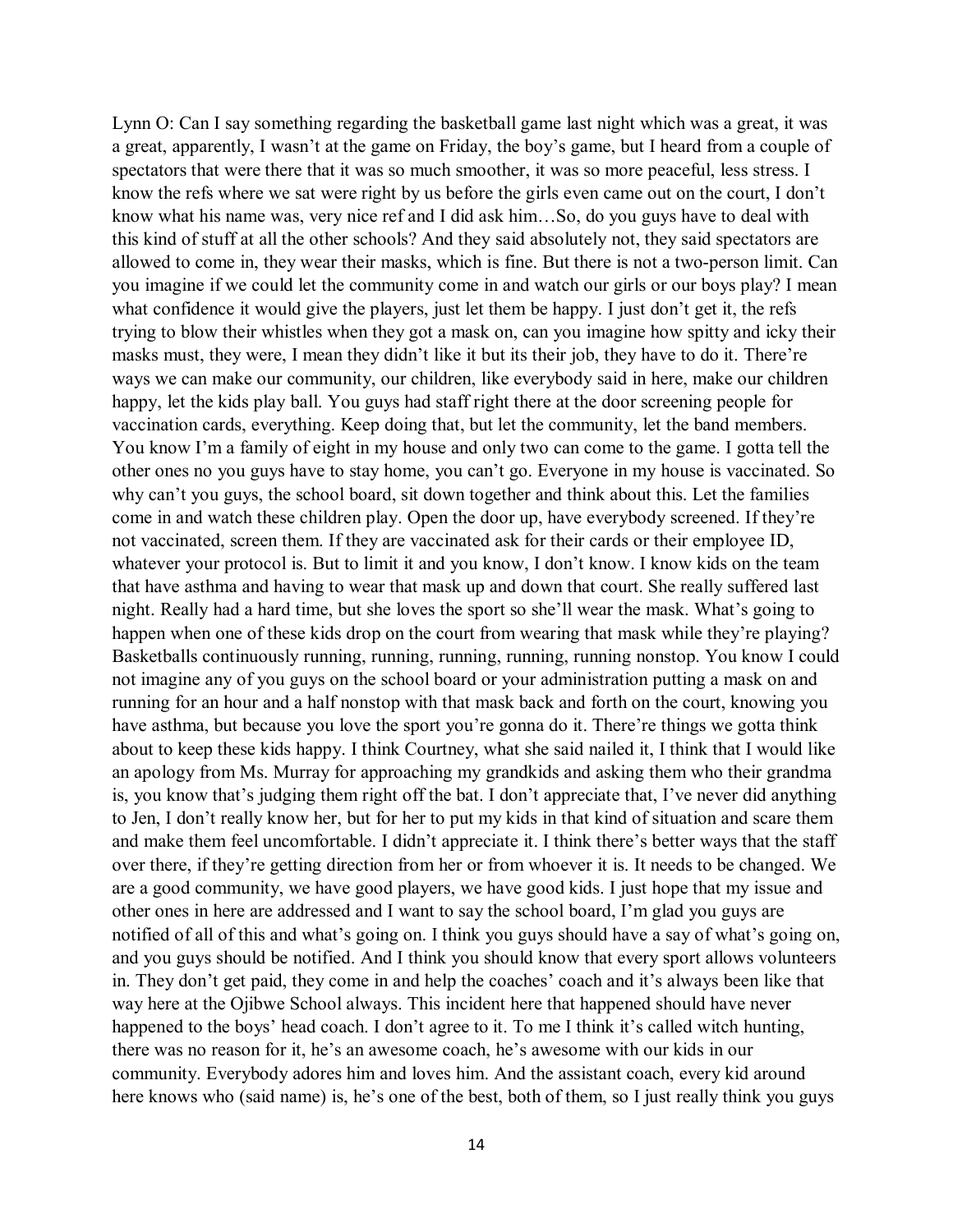Lynn O: Can I say something regarding the basketball game last night which was a great, it was a great, apparently, I wasn't at the game on Friday, the boy's game, but I heard from a couple of spectators that were there that it was so much smoother, it was so more peaceful, less stress. I know the refs where we sat were right by us before the girls even came out on the court, I don't know what his name was, very nice ref and I did ask him…So, do you guys have to deal with this kind of stuff at all the other schools? And they said absolutely not, they said spectators are allowed to come in, they wear their masks, which is fine. But there is not a two-person limit. Can you imagine if we could let the community come in and watch our girls or our boys play? I mean what confidence it would give the players, just let them be happy. I just don't get it, the refs trying to blow their whistles when they got a mask on, can you imagine how spitty and icky their masks must, they were, I mean they didn't like it but its their job, they have to do it. There're ways we can make our community, our children, like everybody said in here, make our children happy, let the kids play ball. You guys had staff right there at the door screening people for vaccination cards, everything. Keep doing that, but let the community, let the band members. You know I'm a family of eight in my house and only two can come to the game. I gotta tell the other ones no you guys have to stay home, you can't go. Everyone in my house is vaccinated. So why can't you guys, the school board, sit down together and think about this. Let the families come in and watch these children play. Open the door up, have everybody screened. If they're not vaccinated, screen them. If they are vaccinated ask for their cards or their employee ID, whatever your protocol is. But to limit it and you know, I don't know. I know kids on the team that have asthma and having to wear that mask up and down that court. She really suffered last night. Really had a hard time, but she loves the sport so she'll wear the mask. What's going to happen when one of these kids drop on the court from wearing that mask while they're playing? Basketballs continuously running, running, running, running, running nonstop. You know I could not imagine any of you guys on the school board or your administration putting a mask on and running for an hour and a half nonstop with that mask back and forth on the court, knowing you have asthma, but because you love the sport you're gonna do it. There're things we gotta think about to keep these kids happy. I think Courtney, what she said nailed it, I think that I would like an apology from Ms. Murray for approaching my grandkids and asking them who their grandma is, you know that's judging them right off the bat. I don't appreciate that, I've never did anything to Jen, I don't really know her, but for her to put my kids in that kind of situation and scare them and make them feel uncomfortable. I didn't appreciate it. I think there's better ways that the staff over there, if they're getting direction from her or from whoever it is. It needs to be changed. We are a good community, we have good players, we have good kids. I just hope that my issue and other ones in here are addressed and I want to say the school board, I'm glad you guys are notified of all of this and what's going on. I think you guys should have a say of what's going on, and you guys should be notified. And I think you should know that every sport allows volunteers in. They don't get paid, they come in and help the coaches' coach and it's always been like that way here at the Ojibwe School always. This incident here that happened should have never happened to the boys' head coach. I don't agree to it. To me I think it's called witch hunting, there was no reason for it, he's an awesome coach, he's awesome with our kids in our community. Everybody adores him and loves him. And the assistant coach, every kid around here knows who (said name) is, he's one of the best, both of them, so I just really think you guys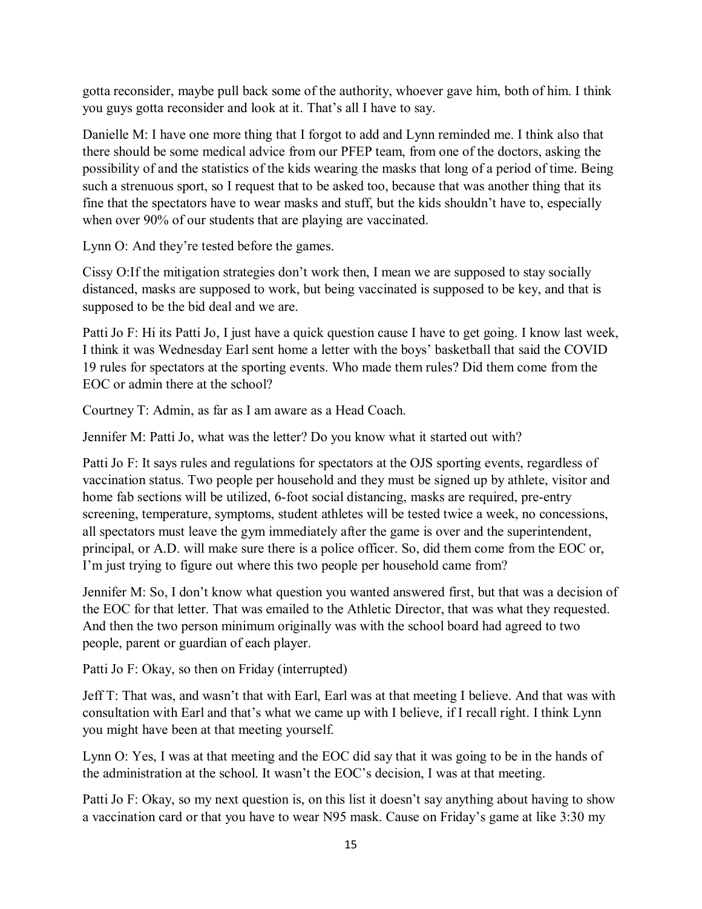gotta reconsider, maybe pull back some of the authority, whoever gave him, both of him. I think you guys gotta reconsider and look at it. That's all I have to say.

Danielle M: I have one more thing that I forgot to add and Lynn reminded me. I think also that there should be some medical advice from our PFEP team, from one of the doctors, asking the possibility of and the statistics of the kids wearing the masks that long of a period of time. Being such a strenuous sport, so I request that to be asked too, because that was another thing that its fine that the spectators have to wear masks and stuff, but the kids shouldn't have to, especially when over 90% of our students that are playing are vaccinated.

Lynn O: And they're tested before the games.

Cissy O:If the mitigation strategies don't work then, I mean we are supposed to stay socially distanced, masks are supposed to work, but being vaccinated is supposed to be key, and that is supposed to be the bid deal and we are.

Patti Jo F: Hi its Patti Jo, I just have a quick question cause I have to get going. I know last week, I think it was Wednesday Earl sent home a letter with the boys' basketball that said the COVID 19 rules for spectators at the sporting events. Who made them rules? Did them come from the EOC or admin there at the school?

Courtney T: Admin, as far as I am aware as a Head Coach.

Jennifer M: Patti Jo, what was the letter? Do you know what it started out with?

Patti Jo F: It says rules and regulations for spectators at the OJS sporting events, regardless of vaccination status. Two people per household and they must be signed up by athlete, visitor and home fab sections will be utilized, 6-foot social distancing, masks are required, pre-entry screening, temperature, symptoms, student athletes will be tested twice a week, no concessions, all spectators must leave the gym immediately after the game is over and the superintendent, principal, or A.D. will make sure there is a police officer. So, did them come from the EOC or, I'm just trying to figure out where this two people per household came from?

Jennifer M: So, I don't know what question you wanted answered first, but that was a decision of the EOC for that letter. That was emailed to the Athletic Director, that was what they requested. And then the two person minimum originally was with the school board had agreed to two people, parent or guardian of each player.

Patti Jo F: Okay, so then on Friday (interrupted)

Jeff T: That was, and wasn't that with Earl, Earl was at that meeting I believe. And that was with consultation with Earl and that's what we came up with I believe, if I recall right. I think Lynn you might have been at that meeting yourself.

Lynn O: Yes, I was at that meeting and the EOC did say that it was going to be in the hands of the administration at the school. It wasn't the EOC's decision, I was at that meeting.

Patti Jo F: Okay, so my next question is, on this list it doesn't say anything about having to show a vaccination card or that you have to wear N95 mask. Cause on Friday's game at like 3:30 my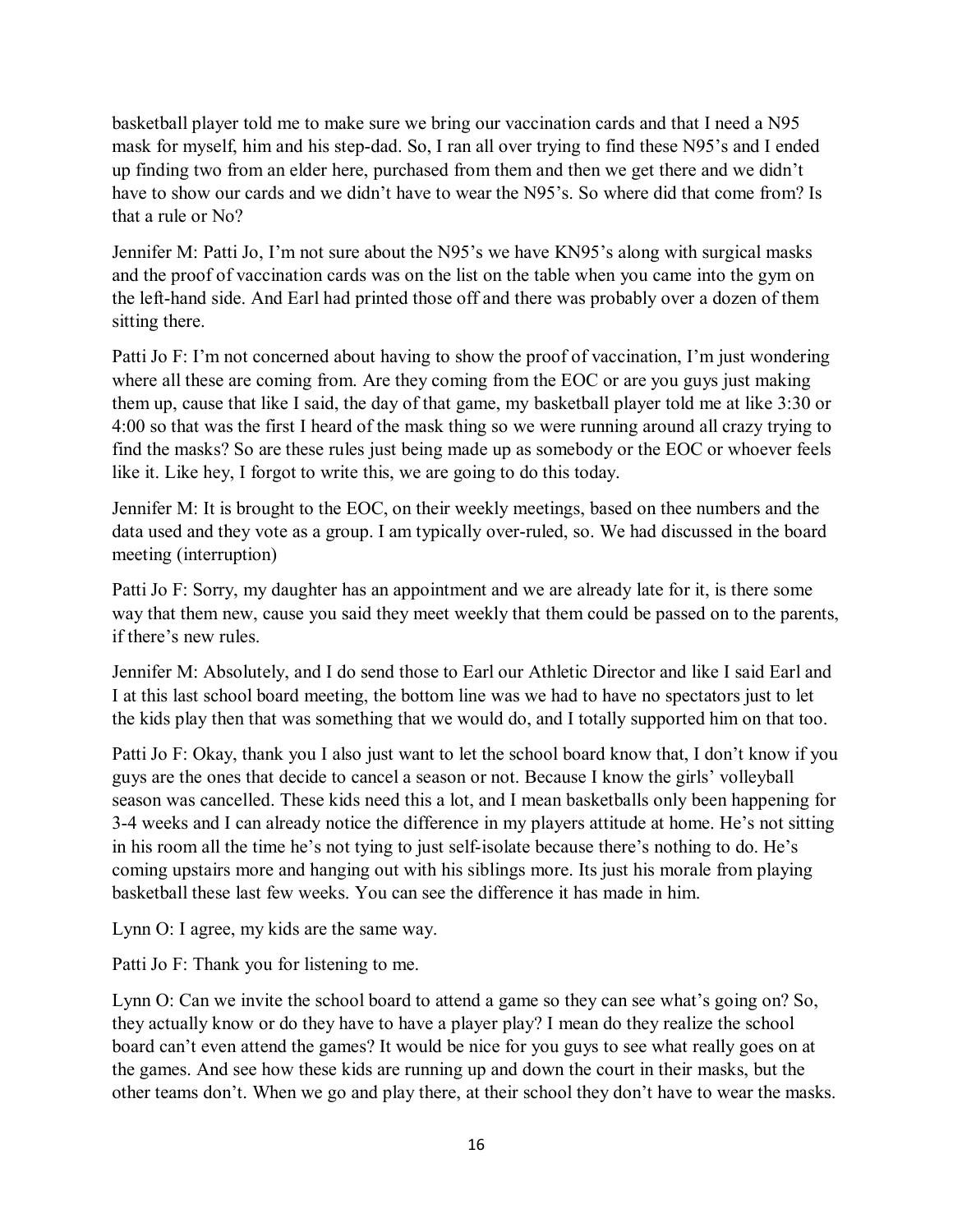basketball player told me to make sure we bring our vaccination cards and that I need a N95 mask for myself, him and his step-dad. So, I ran all over trying to find these N95's and I ended up finding two from an elder here, purchased from them and then we get there and we didn't have to show our cards and we didn't have to wear the N95's. So where did that come from? Is that a rule or No?

Jennifer M: Patti Jo, I'm not sure about the N95's we have KN95's along with surgical masks and the proof of vaccination cards was on the list on the table when you came into the gym on the left-hand side. And Earl had printed those off and there was probably over a dozen of them sitting there.

Patti Jo F: I'm not concerned about having to show the proof of vaccination, I'm just wondering where all these are coming from. Are they coming from the EOC or are you guys just making them up, cause that like I said, the day of that game, my basketball player told me at like 3:30 or 4:00 so that was the first I heard of the mask thing so we were running around all crazy trying to find the masks? So are these rules just being made up as somebody or the EOC or whoever feels like it. Like hey, I forgot to write this, we are going to do this today.

Jennifer M: It is brought to the EOC, on their weekly meetings, based on thee numbers and the data used and they vote as a group. I am typically over-ruled, so. We had discussed in the board meeting (interruption)

Patti Jo F: Sorry, my daughter has an appointment and we are already late for it, is there some way that them new, cause you said they meet weekly that them could be passed on to the parents, if there's new rules.

Jennifer M: Absolutely, and I do send those to Earl our Athletic Director and like I said Earl and I at this last school board meeting, the bottom line was we had to have no spectators just to let the kids play then that was something that we would do, and I totally supported him on that too.

Patti Jo F: Okay, thank you I also just want to let the school board know that, I don't know if you guys are the ones that decide to cancel a season or not. Because I know the girls' volleyball season was cancelled. These kids need this a lot, and I mean basketballs only been happening for 3-4 weeks and I can already notice the difference in my players attitude at home. He's not sitting in his room all the time he's not tying to just self-isolate because there's nothing to do. He's coming upstairs more and hanging out with his siblings more. Its just his morale from playing basketball these last few weeks. You can see the difference it has made in him.

Lynn O: I agree, my kids are the same way.

Patti Jo F: Thank you for listening to me.

Lynn O: Can we invite the school board to attend a game so they can see what's going on? So, they actually know or do they have to have a player play? I mean do they realize the school board can't even attend the games? It would be nice for you guys to see what really goes on at the games. And see how these kids are running up and down the court in their masks, but the other teams don't. When we go and play there, at their school they don't have to wear the masks.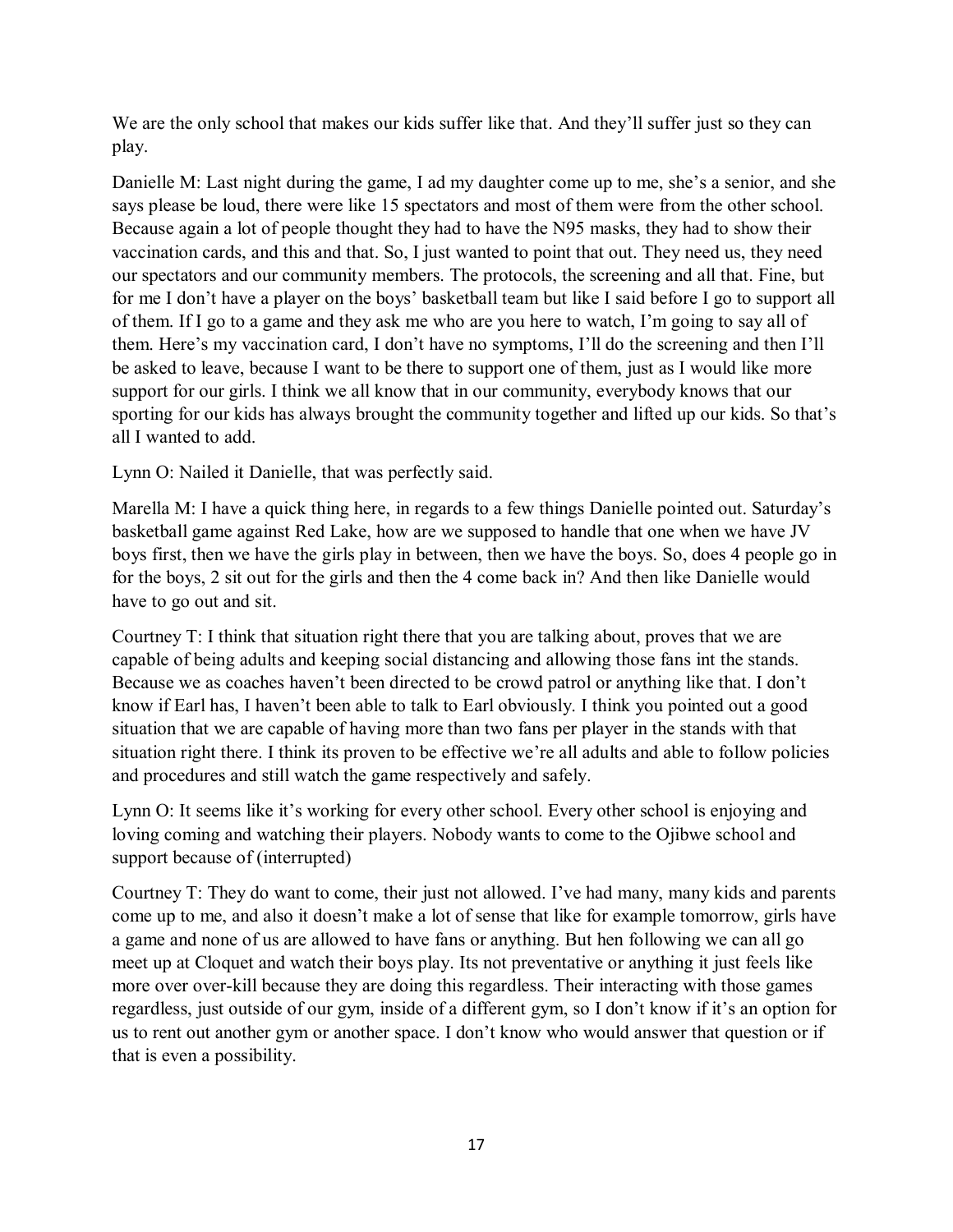We are the only school that makes our kids suffer like that. And they'll suffer just so they can play.

Danielle M: Last night during the game, I ad my daughter come up to me, she's a senior, and she says please be loud, there were like 15 spectators and most of them were from the other school. Because again a lot of people thought they had to have the N95 masks, they had to show their vaccination cards, and this and that. So, I just wanted to point that out. They need us, they need our spectators and our community members. The protocols, the screening and all that. Fine, but for me I don't have a player on the boys' basketball team but like I said before I go to support all of them. If I go to a game and they ask me who are you here to watch, I'm going to say all of them. Here's my vaccination card, I don't have no symptoms, I'll do the screening and then I'll be asked to leave, because I want to be there to support one of them, just as I would like more support for our girls. I think we all know that in our community, everybody knows that our sporting for our kids has always brought the community together and lifted up our kids. So that's all I wanted to add.

Lynn O: Nailed it Danielle, that was perfectly said.

Marella M: I have a quick thing here, in regards to a few things Danielle pointed out. Saturday's basketball game against Red Lake, how are we supposed to handle that one when we have JV boys first, then we have the girls play in between, then we have the boys. So, does 4 people go in for the boys, 2 sit out for the girls and then the 4 come back in? And then like Danielle would have to go out and sit.

Courtney T: I think that situation right there that you are talking about, proves that we are capable of being adults and keeping social distancing and allowing those fans int the stands. Because we as coaches haven't been directed to be crowd patrol or anything like that. I don't know if Earl has, I haven't been able to talk to Earl obviously. I think you pointed out a good situation that we are capable of having more than two fans per player in the stands with that situation right there. I think its proven to be effective we're all adults and able to follow policies and procedures and still watch the game respectively and safely.

Lynn O: It seems like it's working for every other school. Every other school is enjoying and loving coming and watching their players. Nobody wants to come to the Ojibwe school and support because of (interrupted)

Courtney T: They do want to come, their just not allowed. I've had many, many kids and parents come up to me, and also it doesn't make a lot of sense that like for example tomorrow, girls have a game and none of us are allowed to have fans or anything. But hen following we can all go meet up at Cloquet and watch their boys play. Its not preventative or anything it just feels like more over over-kill because they are doing this regardless. Their interacting with those games regardless, just outside of our gym, inside of a different gym, so I don't know if it's an option for us to rent out another gym or another space. I don't know who would answer that question or if that is even a possibility.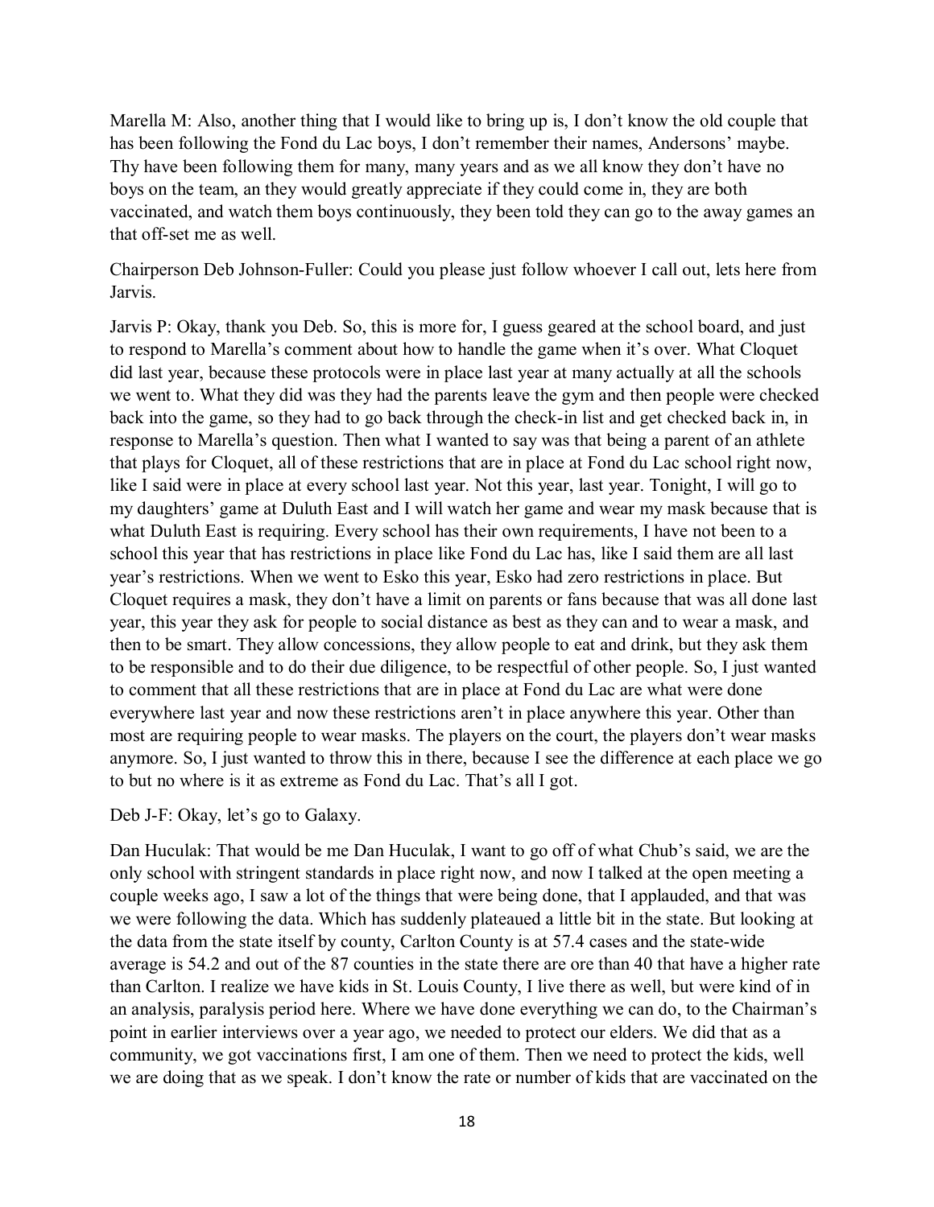Marella M: Also, another thing that I would like to bring up is, I don't know the old couple that has been following the Fond du Lac boys, I don't remember their names, Andersons' maybe. Thy have been following them for many, many years and as we all know they don't have no boys on the team, an they would greatly appreciate if they could come in, they are both vaccinated, and watch them boys continuously, they been told they can go to the away games an that off-set me as well.

Chairperson Deb Johnson-Fuller: Could you please just follow whoever I call out, lets here from Jarvis.

Jarvis P: Okay, thank you Deb. So, this is more for, I guess geared at the school board, and just to respond to Marella's comment about how to handle the game when it's over. What Cloquet did last year, because these protocols were in place last year at many actually at all the schools we went to. What they did was they had the parents leave the gym and then people were checked back into the game, so they had to go back through the check-in list and get checked back in, in response to Marella's question. Then what I wanted to say was that being a parent of an athlete that plays for Cloquet, all of these restrictions that are in place at Fond du Lac school right now, like I said were in place at every school last year. Not this year, last year. Tonight, I will go to my daughters' game at Duluth East and I will watch her game and wear my mask because that is what Duluth East is requiring. Every school has their own requirements, I have not been to a school this year that has restrictions in place like Fond du Lac has, like I said them are all last year's restrictions. When we went to Esko this year, Esko had zero restrictions in place. But Cloquet requires a mask, they don't have a limit on parents or fans because that was all done last year, this year they ask for people to social distance as best as they can and to wear a mask, and then to be smart. They allow concessions, they allow people to eat and drink, but they ask them to be responsible and to do their due diligence, to be respectful of other people. So, I just wanted to comment that all these restrictions that are in place at Fond du Lac are what were done everywhere last year and now these restrictions aren't in place anywhere this year. Other than most are requiring people to wear masks. The players on the court, the players don't wear masks anymore. So, I just wanted to throw this in there, because I see the difference at each place we go to but no where is it as extreme as Fond du Lac. That's all I got.

Deb J-F: Okay, let's go to Galaxy.

Dan Huculak: That would be me Dan Huculak, I want to go off of what Chub's said, we are the only school with stringent standards in place right now, and now I talked at the open meeting a couple weeks ago, I saw a lot of the things that were being done, that I applauded, and that was we were following the data. Which has suddenly plateaued a little bit in the state. But looking at the data from the state itself by county, Carlton County is at 57.4 cases and the state-wide average is 54.2 and out of the 87 counties in the state there are ore than 40 that have a higher rate than Carlton. I realize we have kids in St. Louis County, I live there as well, but were kind of in an analysis, paralysis period here. Where we have done everything we can do, to the Chairman's point in earlier interviews over a year ago, we needed to protect our elders. We did that as a community, we got vaccinations first, I am one of them. Then we need to protect the kids, well we are doing that as we speak. I don't know the rate or number of kids that are vaccinated on the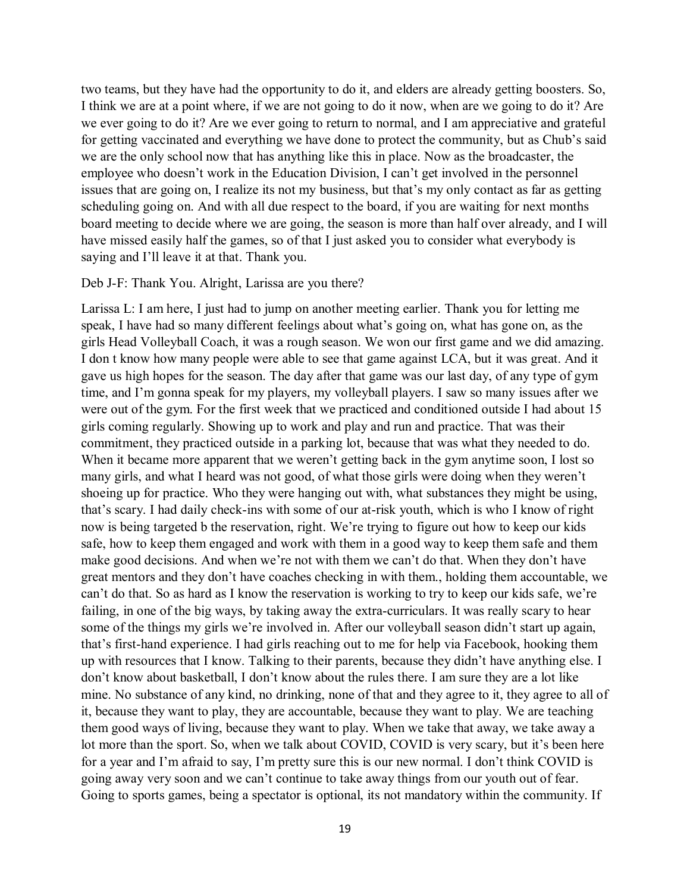two teams, but they have had the opportunity to do it, and elders are already getting boosters. So, I think we are at a point where, if we are not going to do it now, when are we going to do it? Are we ever going to do it? Are we ever going to return to normal, and I am appreciative and grateful for getting vaccinated and everything we have done to protect the community, but as Chub's said we are the only school now that has anything like this in place. Now as the broadcaster, the employee who doesn't work in the Education Division, I can't get involved in the personnel issues that are going on, I realize its not my business, but that's my only contact as far as getting scheduling going on. And with all due respect to the board, if you are waiting for next months board meeting to decide where we are going, the season is more than half over already, and I will have missed easily half the games, so of that I just asked you to consider what everybody is saying and I'll leave it at that. Thank you.

Deb J-F: Thank You. Alright, Larissa are you there?

Larissa L: I am here, I just had to jump on another meeting earlier. Thank you for letting me speak, I have had so many different feelings about what's going on, what has gone on, as the girls Head Volleyball Coach, it was a rough season. We won our first game and we did amazing. I don t know how many people were able to see that game against LCA, but it was great. And it gave us high hopes for the season. The day after that game was our last day, of any type of gym time, and I'm gonna speak for my players, my volleyball players. I saw so many issues after we were out of the gym. For the first week that we practiced and conditioned outside I had about 15 girls coming regularly. Showing up to work and play and run and practice. That was their commitment, they practiced outside in a parking lot, because that was what they needed to do. When it became more apparent that we weren't getting back in the gym anytime soon, I lost so many girls, and what I heard was not good, of what those girls were doing when they weren't shoeing up for practice. Who they were hanging out with, what substances they might be using, that's scary. I had daily check-ins with some of our at-risk youth, which is who I know of right now is being targeted b the reservation, right. We're trying to figure out how to keep our kids safe, how to keep them engaged and work with them in a good way to keep them safe and them make good decisions. And when we're not with them we can't do that. When they don't have great mentors and they don't have coaches checking in with them., holding them accountable, we can't do that. So as hard as I know the reservation is working to try to keep our kids safe, we're failing, in one of the big ways, by taking away the extra-curriculars. It was really scary to hear some of the things my girls we're involved in. After our volleyball season didn't start up again, that's first-hand experience. I had girls reaching out to me for help via Facebook, hooking them up with resources that I know. Talking to their parents, because they didn't have anything else. I don't know about basketball, I don't know about the rules there. I am sure they are a lot like mine. No substance of any kind, no drinking, none of that and they agree to it, they agree to all of it, because they want to play, they are accountable, because they want to play. We are teaching them good ways of living, because they want to play. When we take that away, we take away a lot more than the sport. So, when we talk about COVID, COVID is very scary, but it's been here for a year and I'm afraid to say, I'm pretty sure this is our new normal. I don't think COVID is going away very soon and we can't continue to take away things from our youth out of fear. Going to sports games, being a spectator is optional, its not mandatory within the community. If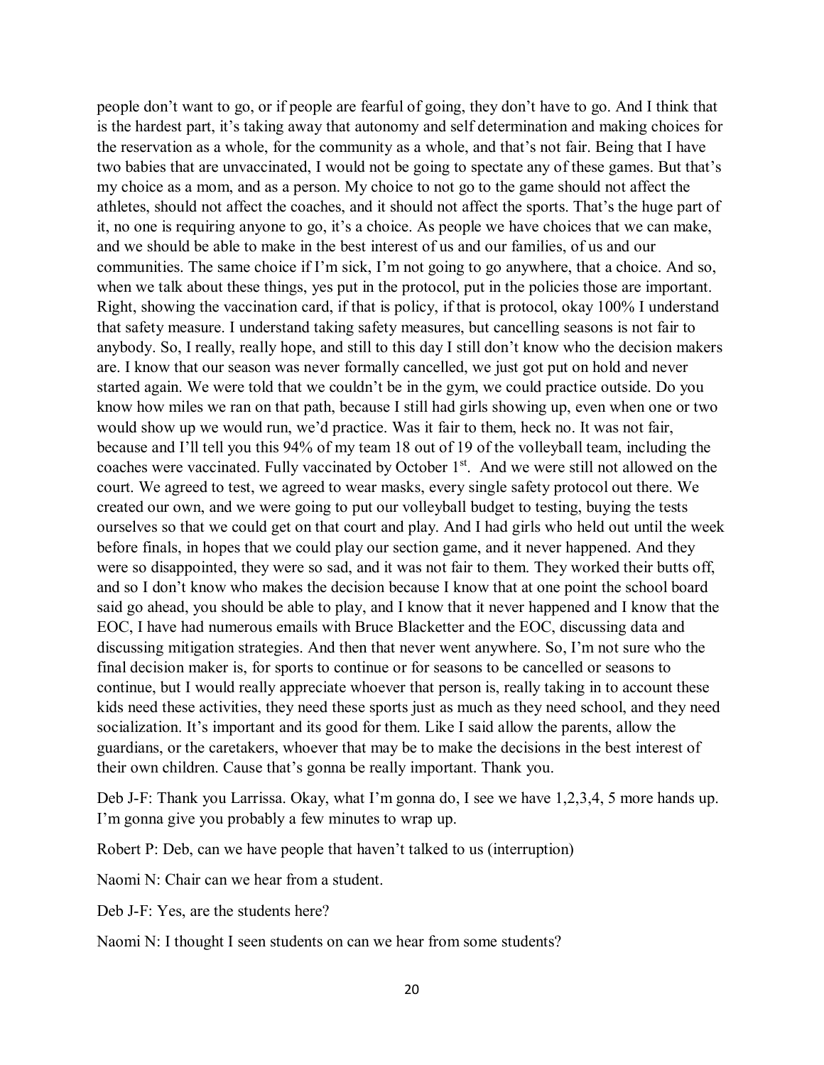people don't want to go, or if people are fearful of going, they don't have to go. And I think that is the hardest part, it's taking away that autonomy and self determination and making choices for the reservation as a whole, for the community as a whole, and that's not fair. Being that I have two babies that are unvaccinated, I would not be going to spectate any of these games. But that's my choice as a mom, and as a person. My choice to not go to the game should not affect the athletes, should not affect the coaches, and it should not affect the sports. That's the huge part of it, no one is requiring anyone to go, it's a choice. As people we have choices that we can make, and we should be able to make in the best interest of us and our families, of us and our communities. The same choice if I'm sick, I'm not going to go anywhere, that a choice. And so, when we talk about these things, yes put in the protocol, put in the policies those are important. Right, showing the vaccination card, if that is policy, if that is protocol, okay 100% I understand that safety measure. I understand taking safety measures, but cancelling seasons is not fair to anybody. So, I really, really hope, and still to this day I still don't know who the decision makers are. I know that our season was never formally cancelled, we just got put on hold and never started again. We were told that we couldn't be in the gym, we could practice outside. Do you know how miles we ran on that path, because I still had girls showing up, even when one or two would show up we would run, we'd practice. Was it fair to them, heck no. It was not fair, because and I'll tell you this 94% of my team 18 out of 19 of the volleyball team, including the coaches were vaccinated. Fully vaccinated by October 1st. And we were still not allowed on the court. We agreed to test, we agreed to wear masks, every single safety protocol out there. We created our own, and we were going to put our volleyball budget to testing, buying the tests ourselves so that we could get on that court and play. And I had girls who held out until the week before finals, in hopes that we could play our section game, and it never happened. And they were so disappointed, they were so sad, and it was not fair to them. They worked their butts off, and so I don't know who makes the decision because I know that at one point the school board said go ahead, you should be able to play, and I know that it never happened and I know that the EOC, I have had numerous emails with Bruce Blacketter and the EOC, discussing data and discussing mitigation strategies. And then that never went anywhere. So, I'm not sure who the final decision maker is, for sports to continue or for seasons to be cancelled or seasons to continue, but I would really appreciate whoever that person is, really taking in to account these kids need these activities, they need these sports just as much as they need school, and they need socialization. It's important and its good for them. Like I said allow the parents, allow the guardians, or the caretakers, whoever that may be to make the decisions in the best interest of their own children. Cause that's gonna be really important. Thank you.

Deb J-F: Thank you Larrissa. Okay, what I'm gonna do, I see we have 1,2,3,4, 5 more hands up. I'm gonna give you probably a few minutes to wrap up.

Robert P: Deb, can we have people that haven't talked to us (interruption)

Naomi N: Chair can we hear from a student.

Deb J-F: Yes, are the students here?

Naomi N: I thought I seen students on can we hear from some students?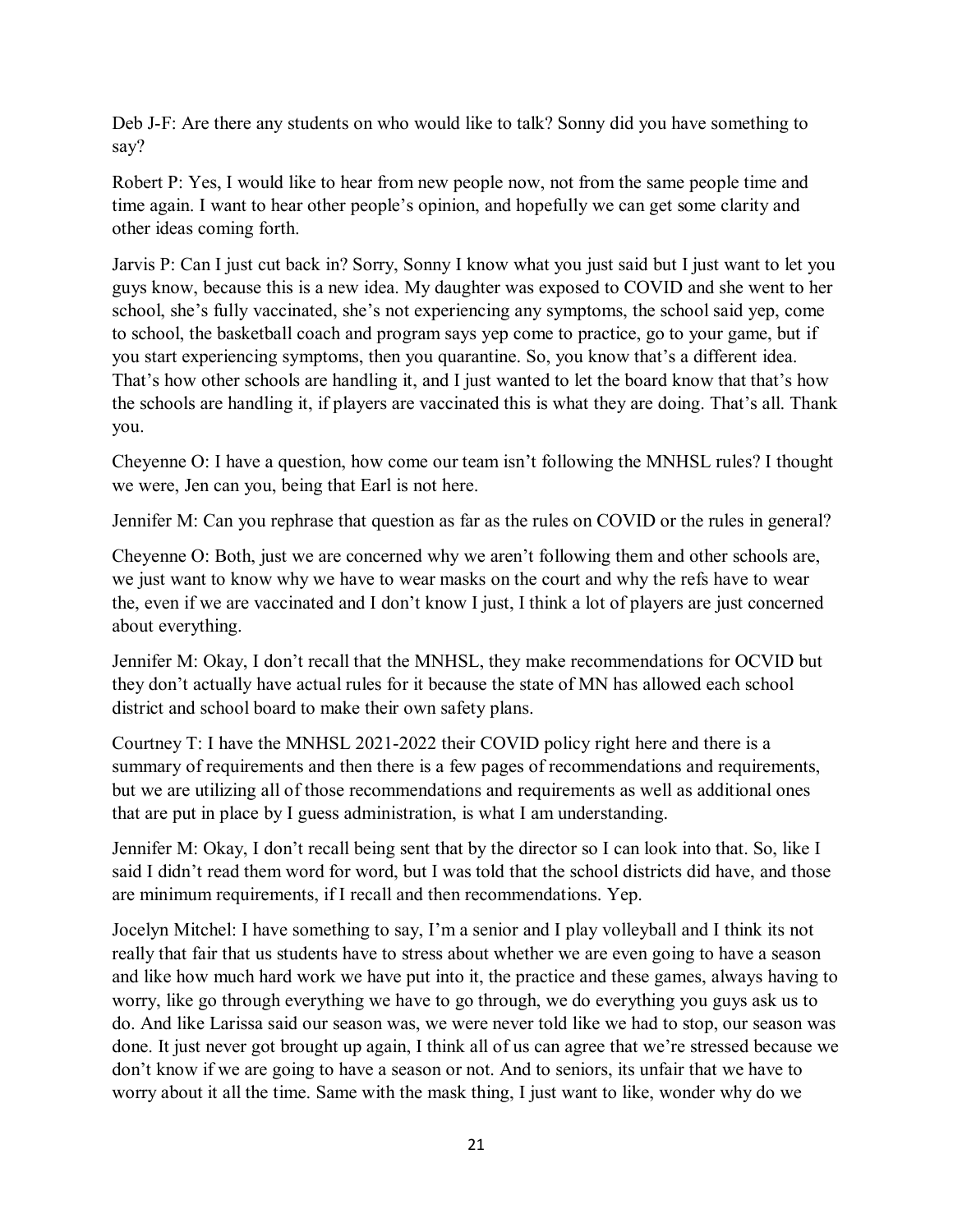Deb J-F: Are there any students on who would like to talk? Sonny did you have something to say?

Robert P: Yes, I would like to hear from new people now, not from the same people time and time again. I want to hear other people's opinion, and hopefully we can get some clarity and other ideas coming forth.

Jarvis P: Can I just cut back in? Sorry, Sonny I know what you just said but I just want to let you guys know, because this is a new idea. My daughter was exposed to COVID and she went to her school, she's fully vaccinated, she's not experiencing any symptoms, the school said yep, come to school, the basketball coach and program says yep come to practice, go to your game, but if you start experiencing symptoms, then you quarantine. So, you know that's a different idea. That's how other schools are handling it, and I just wanted to let the board know that that's how the schools are handling it, if players are vaccinated this is what they are doing. That's all. Thank you.

Cheyenne O: I have a question, how come our team isn't following the MNHSL rules? I thought we were, Jen can you, being that Earl is not here.

Jennifer M: Can you rephrase that question as far as the rules on COVID or the rules in general?

Cheyenne O: Both, just we are concerned why we aren't following them and other schools are, we just want to know why we have to wear masks on the court and why the refs have to wear the, even if we are vaccinated and I don't know I just, I think a lot of players are just concerned about everything.

Jennifer M: Okay, I don't recall that the MNHSL, they make recommendations for OCVID but they don't actually have actual rules for it because the state of MN has allowed each school district and school board to make their own safety plans.

Courtney T: I have the MNHSL 2021-2022 their COVID policy right here and there is a summary of requirements and then there is a few pages of recommendations and requirements, but we are utilizing all of those recommendations and requirements as well as additional ones that are put in place by I guess administration, is what I am understanding.

Jennifer M: Okay, I don't recall being sent that by the director so I can look into that. So, like I said I didn't read them word for word, but I was told that the school districts did have, and those are minimum requirements, if I recall and then recommendations. Yep.

Jocelyn Mitchel: I have something to say, I'm a senior and I play volleyball and I think its not really that fair that us students have to stress about whether we are even going to have a season and like how much hard work we have put into it, the practice and these games, always having to worry, like go through everything we have to go through, we do everything you guys ask us to do. And like Larissa said our season was, we were never told like we had to stop, our season was done. It just never got brought up again, I think all of us can agree that we're stressed because we don't know if we are going to have a season or not. And to seniors, its unfair that we have to worry about it all the time. Same with the mask thing, I just want to like, wonder why do we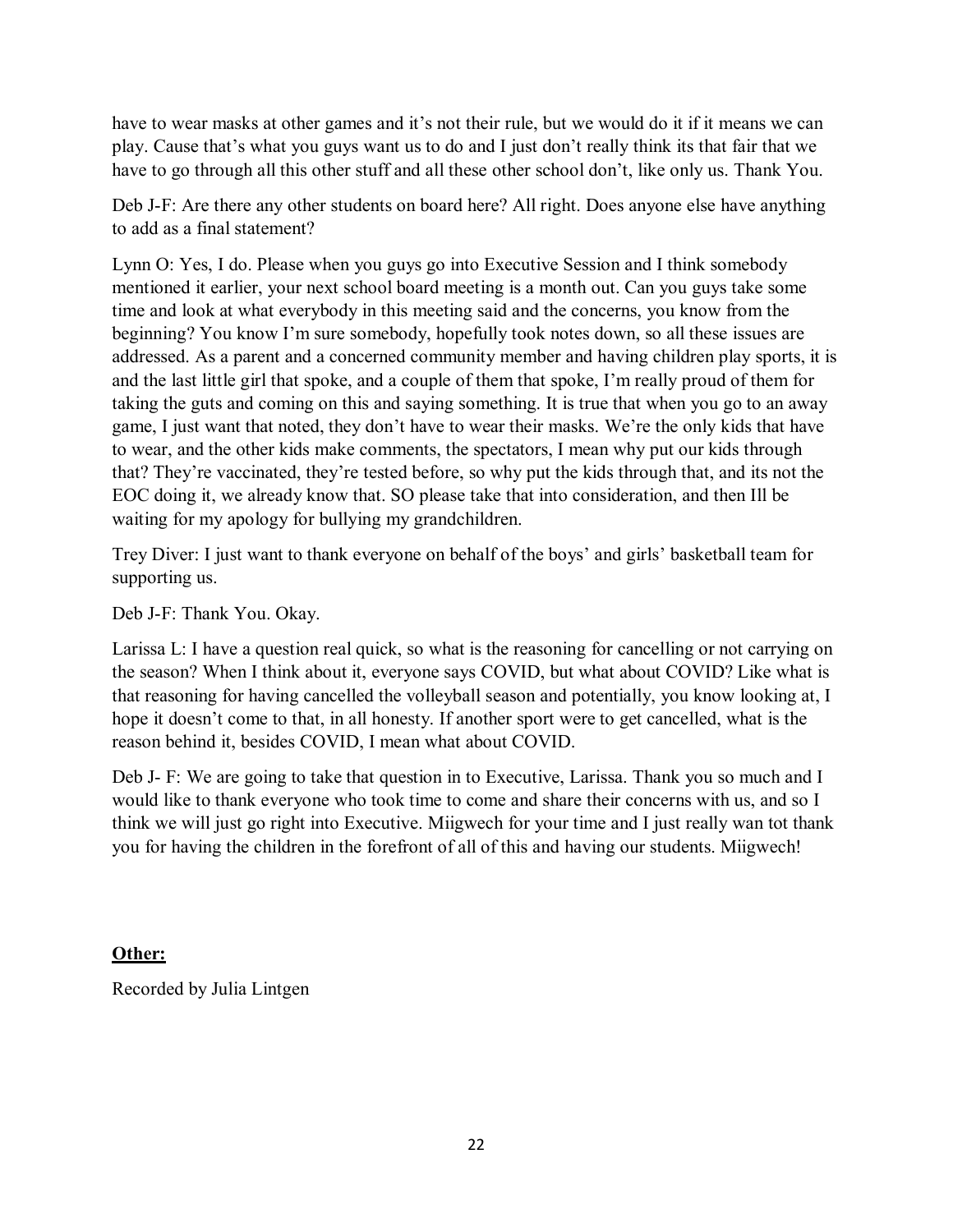have to wear masks at other games and it's not their rule, but we would do it if it means we can play. Cause that's what you guys want us to do and I just don't really think its that fair that we have to go through all this other stuff and all these other school don't, like only us. Thank You.

Deb J-F: Are there any other students on board here? All right. Does anyone else have anything to add as a final statement?

Lynn O: Yes, I do. Please when you guys go into Executive Session and I think somebody mentioned it earlier, your next school board meeting is a month out. Can you guys take some time and look at what everybody in this meeting said and the concerns, you know from the beginning? You know I'm sure somebody, hopefully took notes down, so all these issues are addressed. As a parent and a concerned community member and having children play sports, it is and the last little girl that spoke, and a couple of them that spoke, I'm really proud of them for taking the guts and coming on this and saying something. It is true that when you go to an away game, I just want that noted, they don't have to wear their masks. We're the only kids that have to wear, and the other kids make comments, the spectators, I mean why put our kids through that? They're vaccinated, they're tested before, so why put the kids through that, and its not the EOC doing it, we already know that. SO please take that into consideration, and then Ill be waiting for my apology for bullying my grandchildren.

Trey Diver: I just want to thank everyone on behalf of the boys' and girls' basketball team for supporting us.

Deb J-F: Thank You. Okay.

Larissa L: I have a question real quick, so what is the reasoning for cancelling or not carrying on the season? When I think about it, everyone says COVID, but what about COVID? Like what is that reasoning for having cancelled the volleyball season and potentially, you know looking at, I hope it doesn't come to that, in all honesty. If another sport were to get cancelled, what is the reason behind it, besides COVID, I mean what about COVID.

Deb J- F: We are going to take that question in to Executive, Larissa. Thank you so much and I would like to thank everyone who took time to come and share their concerns with us, and so I think we will just go right into Executive. Miigwech for your time and I just really wan tot thank you for having the children in the forefront of all of this and having our students. Miigwech!

**Other:**

Recorded by Julia Lintgen